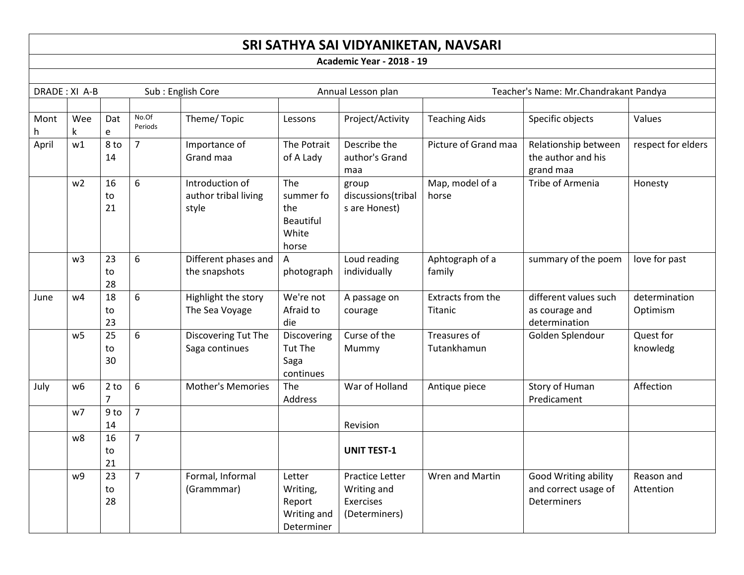# SRI SATHYA SAI VIDYANIKETAN, NAVSARI

**Academic Year - 2018 - 19**

DRADE : XI A-B    Sub : English Core    Annual Lesson plan    Teacher's Name: Mr.Chandrakant Pandya

| Month | Week | Date | No.Of Periods | Theme/ Topic | Lessons | Project/Activity | Teaching Aids | Specific objects | Values |
|---|---|---|---|---|---|---|---|---|---|
| April | w1 | 8 to 14 | 7 | Importance of Grand maa | The Potrait of A Lady | Describe the author's Grand maa | Picture of Grand maa | Relationship between the author and his grand maa | respect for elders |
| | w2 | 16 to 21 | 6 | Introduction of author tribal living style | The summer fo the Beautiful White horse | group discussions(tribals are Honest) | Map, model of a horse | Tribe of Armenia | Honesty |
| | w3 | 23 to 28 | 6 | Different phases and the snapshots | A photograph | Loud reading individually | Aphtograph of a family | summary of the poem | love for past |
| June | w4 | 18 to 23 | 6 | Highlight the story The Sea Voyage | We're not Afraid to die | A passage on courage | Extracts from the Titanic | different values such as courage and determination | determination Optimism |
| | w5 | 25 to 30 | 6 | Discovering Tut The Saga continues | Discovering Tut The Saga continues | Curse of the Mummy | Treasures of Tutankhamun | Golden Splendour | Quest for knowledg |
| July | w6 | 2 to 7 | 6 | Mother's Memories | The Address | War of Holland | Antique piece | Story of Human Predicament | Affection |
| | w7 | 9 to 14 | 7 | | | Revision | | | |
| | w8 | 16 to 21 | 7 | | | **UNIT TEST-1** | | | |
| | w9 | 23 to 28 | 7 | Formal, Informal (Grammmar) | Letter Writing, Report Writing and Determiner | Practice Letter Writing and Exercises (Determiners) | Wren and Martin | Good Writing ability and correct usage of Determiners | Reason and Attention |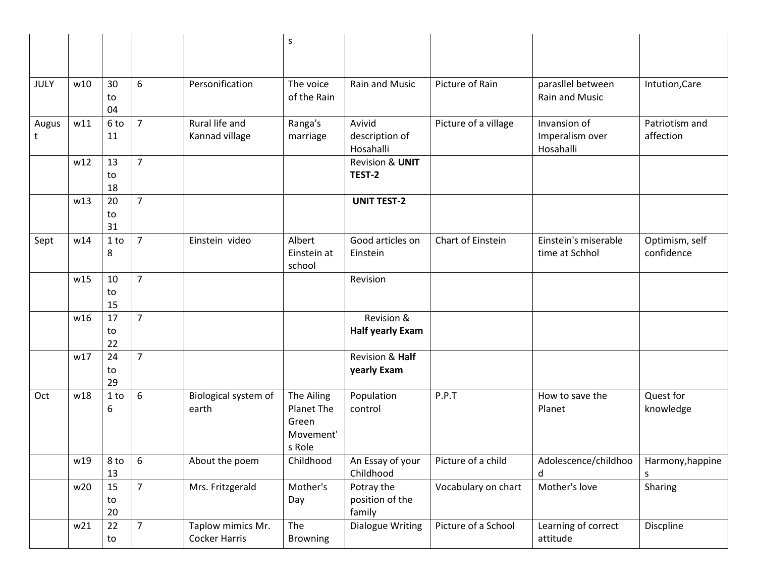| | | | | | s | | | | |
|---|---|---|---|---|---|---|---|---|---|
| JULY | w10 | 30 to 04 | 6 | Personification | The voice of the Rain | Rain and Music | Picture of Rain | parasllel between Rain and Music | Intution,Care |
| August | w11 | 6 to 11 | 7 | Rural life and Kannad village | Ranga's marriage | Avivid description of Hosahalli | Picture of a village | Invansion of Imperalism over Hosahalli | Patriotism and affection |
| | w12 | 13 to 18 | 7 | | | Revision & **UNIT TEST-2** | | | |
| | w13 | 20 to 31 | 7 | | | **UNIT TEST-2** | | | |
| Sept | w14 | 1 to 8 | 7 | Einstein video | Albert Einstein at school | Good articles on Einstein | Chart of Einstein | Einstein's miserable time at Schhol | Optimism, self confidence |
| | w15 | 10 to 15 | 7 | | | Revision | | | |
| | w16 | 17 to 22 | 7 | | | Revision & **Half yearly Exam** | | | |
| | w17 | 24 to 29 | 7 | | | Revision & **Half yearly Exam** | | | |
| Oct | w18 | 1 to 6 | 6 | Biological system of earth | The Ailing Planet The Green Movement's Role | Population control | P.P.T | How to save the Planet | Quest for knowledge |
| | w19 | 8 to 13 | 6 | About the poem | Childhood | An Essay of your Childhood | Picture of a child | Adolescence/childhood | Harmony,happines |
| | w20 | 15 to 20 | 7 | Mrs. Fritzgerald | Mother's Day | Potray the position of the family | Vocabulary on chart | Mother's love | Sharing |
| | w21 | 22 to | 7 | Taplow mimics Mr. Cocker Harris | The Browning | Dialogue Writing | Picture of a School | Learning of correct attitude | Discpline |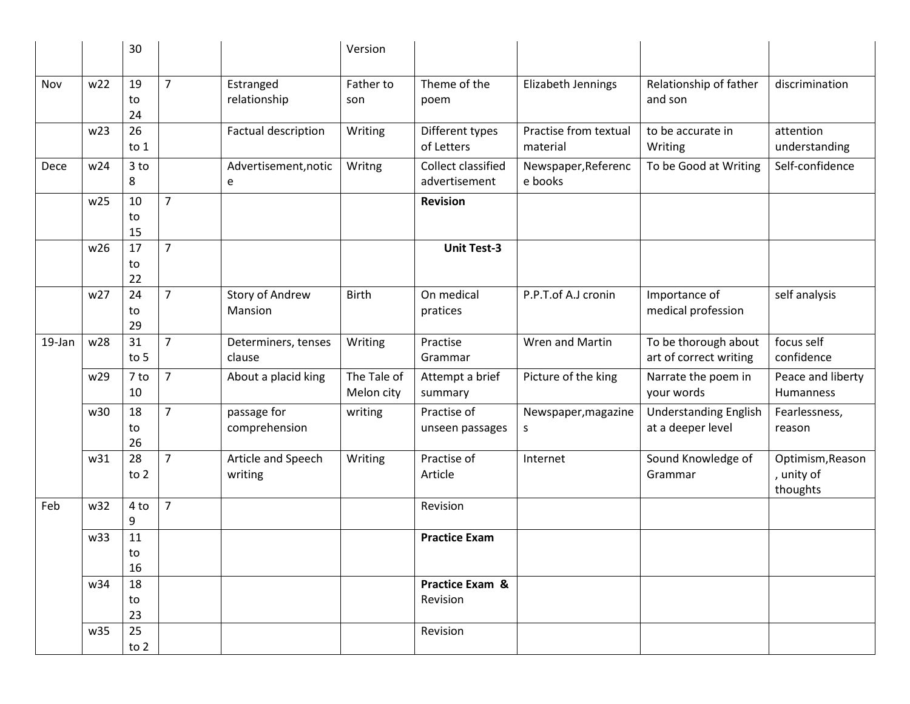|  |  | 30 |  |  | Version |  |  |  |  |
|---|---|---|---|---|---|---|---|---|---|
| Nov | w22 | 19 to 24 | 7 | Estranged relationship | Father to son | Theme of the poem | Elizabeth Jennings | Relationship of father and son | discrimination |
|  | w23 | 26 to 1 |  | Factual description | Writing | Different types of Letters | Practise from textual material | to be accurate in Writing | attention understanding |
| Dece | w24 | 3 to 8 |  | Advertisement,notice | Writng | Collect classified advertisement | Newspaper,Reference books | To be Good at Writing | Self-confidence |
|  | w25 | 10 to 15 | 7 |  |  | **Revision** |  |  |  |
|  | w26 | 17 to 22 | 7 |  |  | **Unit Test-3** |  |  |  |
|  | w27 | 24 to 29 | 7 | Story of Andrew Mansion | Birth | On medical pratices | P.P.T.of A.J cronin | Importance of medical profession | self analysis |
| 19-Jan | w28 | 31 to 5 | 7 | Determiners, tenses clause | Writing | Practise Grammar | Wren and Martin | To be thorough about art of correct writing | focus self confidence |
|  | w29 | 7 to 10 | 7 | About a placid king | The Tale of Melon city | Attempt a brief summary | Picture of the king | Narrate the poem in your words | Peace and liberty Humanness |
|  | w30 | 18 to 26 | 7 | passage for comprehension | writing | Practise of unseen passages | Newspaper,magazines | Understanding English at a deeper level | Fearlessness, reason |
|  | w31 | 28 to 2 | 7 | Article and Speech writing | Writing | Practise of Article | Internet | Sound Knowledge of Grammar | Optimism,Reason, unity of thoughts |
| Feb | w32 | 4 to 9 | 7 |  |  | Revision |  |  |  |
|  | w33 | 11 to 16 |  |  |  | **Practice Exam** |  |  |  |
|  | w34 | 18 to 23 |  |  |  | **Practice Exam &** Revision |  |  |  |
|  | w35 | 25 to 2 |  |  |  | Revision |  |  |  |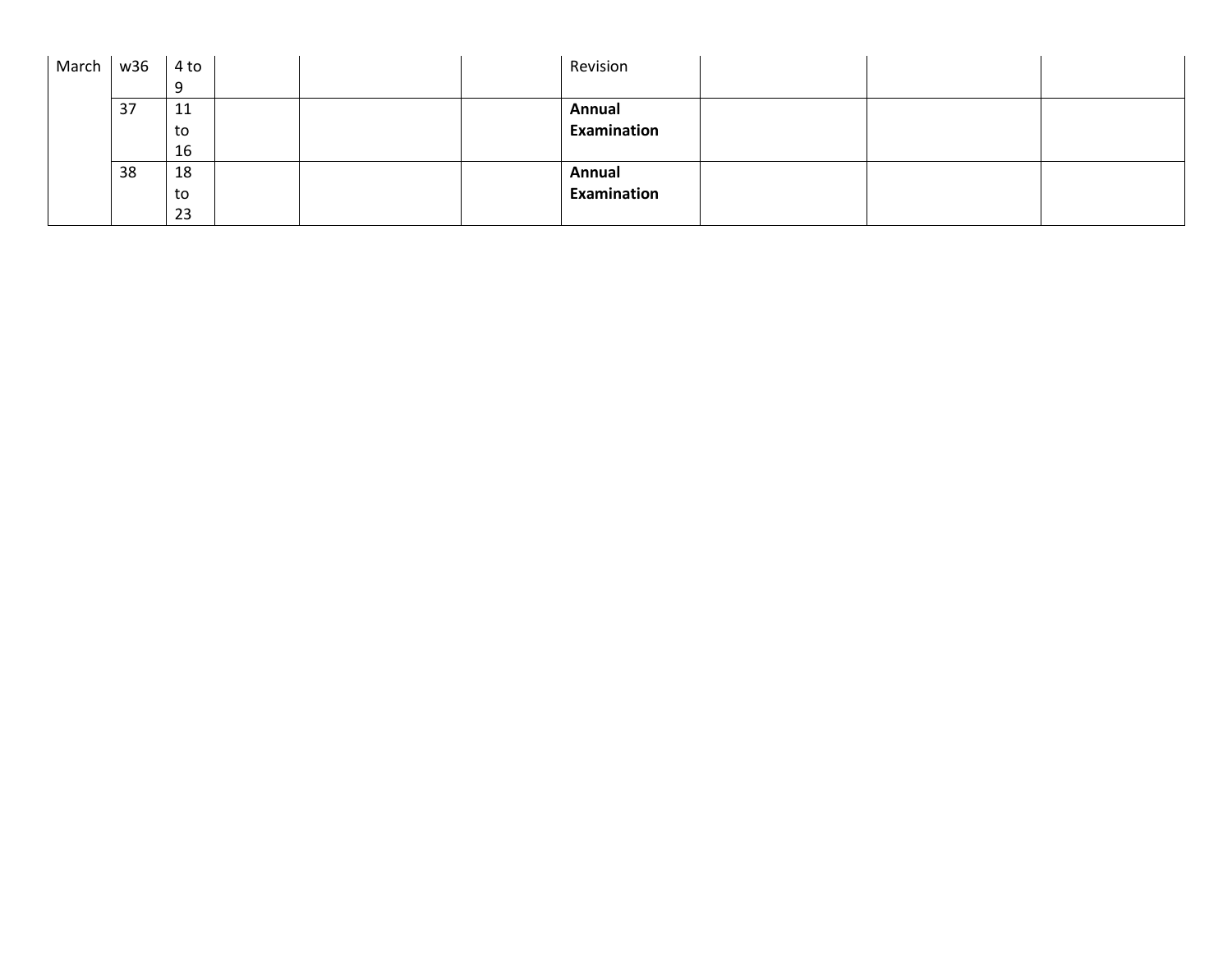| | | | | | | | | | |
|---|---|---|---|---|---|---|---|---|---|
| March | w36 | 4 to 9 | | | | Revision | | | |
| | 37 | 11 to 16 | | | | **Annual Examination** | | | |
| | 38 | 18 to 23 | | | | **Annual Examination** | | | |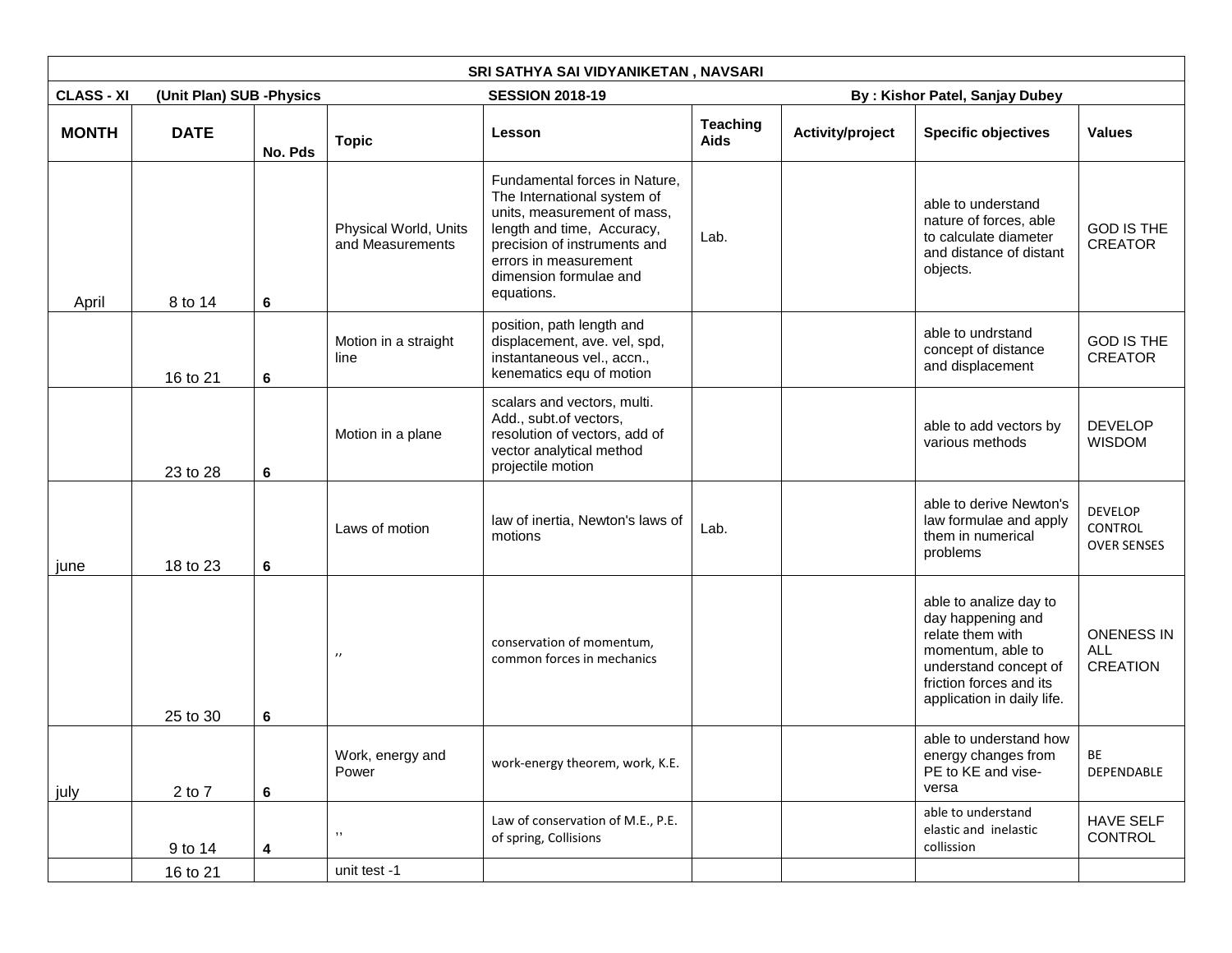| SRI SATHYA SAI VIDYANIKETAN , NAVSARI | | | | | | | | |
|---|---|---|---|---|---|---|---|---|
| **CLASS - XI** | **(Unit Plan) SUB -Physics** | | | **SESSION 2018-19** | | | **By : Kishor Patel, Sanjay Dubey** | |
| **MONTH** | **DATE** | **No. Pds** | **Topic** | **Lesson** | **Teaching Aids** | **Activity/project** | **Specific objectives** | **Values** |
| April | 8 to 14 | **6** | Physical World, Units and Measurements | Fundamental forces in Nature, The International system of units, measurement of mass, length and time, Accuracy, precision of instruments and errors in measurement dimension formulae and equations. | Lab. | | able to understand nature of forces, able to calculate diameter and distance of distant objects. | GOD IS THE CREATOR |
| | 16 to 21 | **6** | Motion in a straight line | position, path length and displacement, ave. vel, spd, instantaneous vel., accn., kenematics equ of motion | | | able to undrstand concept of distance and displacement | GOD IS THE CREATOR |
| | 23 to 28 | **6** | Motion in a plane | scalars and vectors, multi. Add., subt.of vectors, resolution of vectors, add of vector analytical method projectile motion | | | able to add vectors by various methods | DEVELOP WISDOM |
| june | 18 to 23 | **6** | Laws of motion | law of inertia, Newton's laws of motions | Lab. | | able to derive Newton's law formulae and apply them in numerical problems | DEVELOP CONTROL OVER SENSES |
| | 25 to 30 | **6** | ,, | conservation of momentum, common forces in mechanics | | | able to analize day to day happening and relate them with momentum, able to understand concept of friction forces and its application in daily life. | ONENESS IN ALL CREATION |
| july | 2 to 7 | **6** | Work, energy and Power | work-energy theorem, work, K.E. | | | able to understand how energy changes from PE to KE and vise-versa | BE DEPENDABLE |
| | 9 to 14 | **4** | ,, | Law of conservation of M.E., P.E. of spring, Collisions | | | able to understand elastic and inelastic collission | HAVE SELF CONTROL |
| | 16 to 21 | | unit test -1 | | | | | |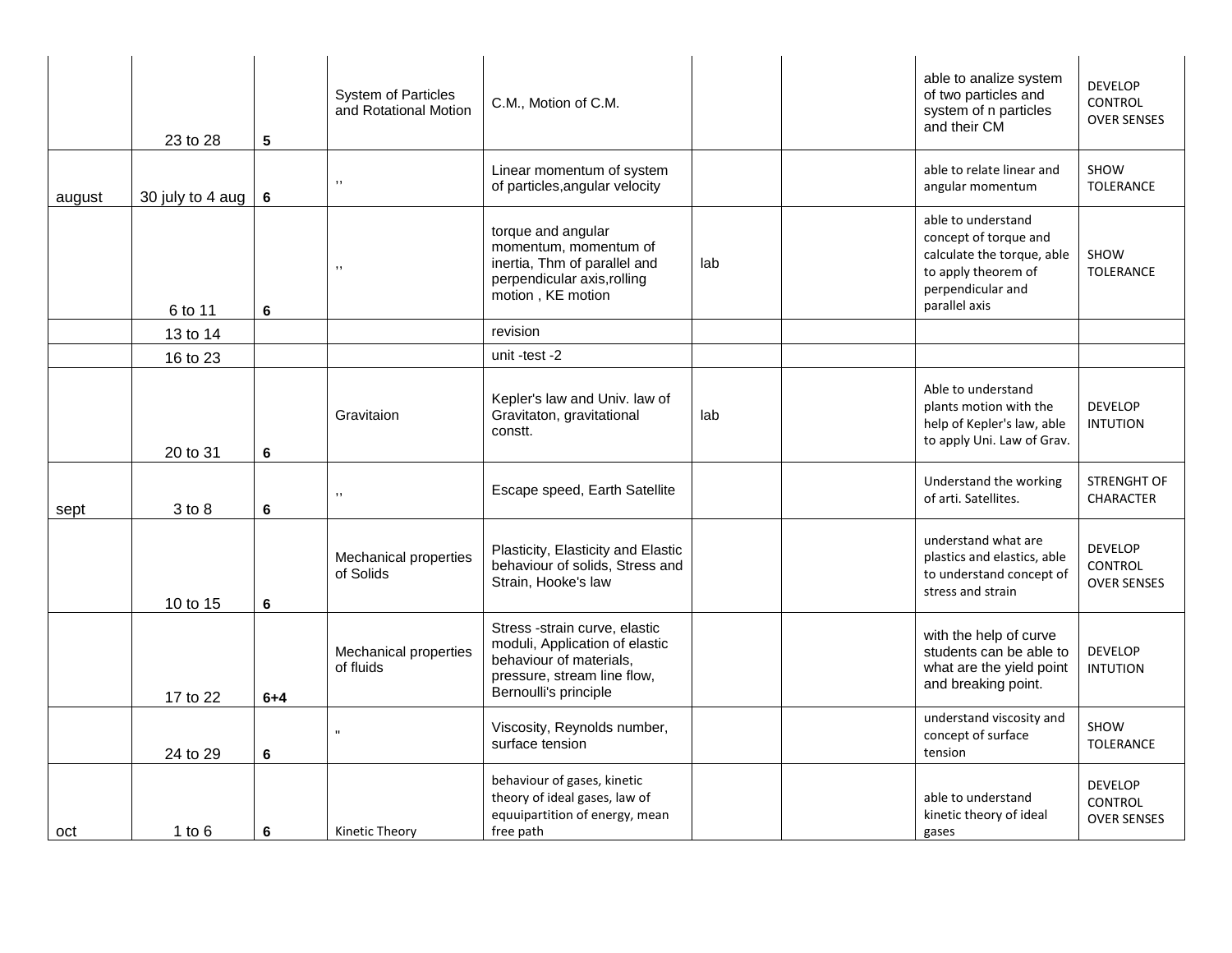| | | | | | | | | |
|---|---|---|---|---|---|---|---|---|
| | 23 to 28 | 5 | System of Particles and Rotational Motion | C.M., Motion of C.M. | | | able to analize system of two particles and system of n particles and their CM | DEVELOP CONTROL OVER SENSES |
| august | 30 july to 4 aug | 6 | ,, | Linear momentum of system of particles,angular velocity | | | able to relate linear and angular momentum | SHOW TOLERANCE |
| | 6 to 11 | 6 | ,, | torque and angular momentum, momentum of inertia, Thm of parallel and perpendicular axis,rolling motion , KE motion | lab | | able to understand concept of torque and calculate the torque, able to apply theorem of perpendicular and parallel axis | SHOW TOLERANCE |
| | 13 to 14 | | | revision | | | | |
| | 16 to 23 | | | unit -test -2 | | | | |
| | 20 to 31 | 6 | Gravitaion | Kepler's law and Univ. law of Gravitaton, gravitational constt. | lab | | Able to understand plants motion with the help of Kepler's law, able to apply Uni. Law of Grav. | DEVELOP INTUTION |
| sept | 3 to 8 | 6 | ,, | Escape speed, Earth Satellite | | | Understand the working of arti. Satellites. | STRENGHT OF CHARACTER |
| | 10 to 15 | 6 | Mechanical properties of Solids | Plasticity, Elasticity and Elastic behaviour of solids, Stress and Strain, Hooke's law | | | understand what are plastics and elastics, able to understand concept of stress and strain | DEVELOP CONTROL OVER SENSES |
| | 17 to 22 | 6+4 | Mechanical properties of fluids | Stress -strain curve, elastic moduli, Application of elastic behaviour of materials, pressure, stream line flow, Bernoulli's principle | | | with the help of curve students can be able to what are the yield point and breaking point. | DEVELOP INTUTION |
| | 24 to 29 | 6 | " | Viscosity, Reynolds number, surface tension | | | understand viscosity and concept of surface tension | SHOW TOLERANCE |
| oct | 1 to 6 | 6 | Kinetic Theory | behaviour of gases, kinetic theory of ideal gases, law of equuipartition of energy, mean free path | | | able to understand kinetic theory of ideal gases | DEVELOP CONTROL OVER SENSES |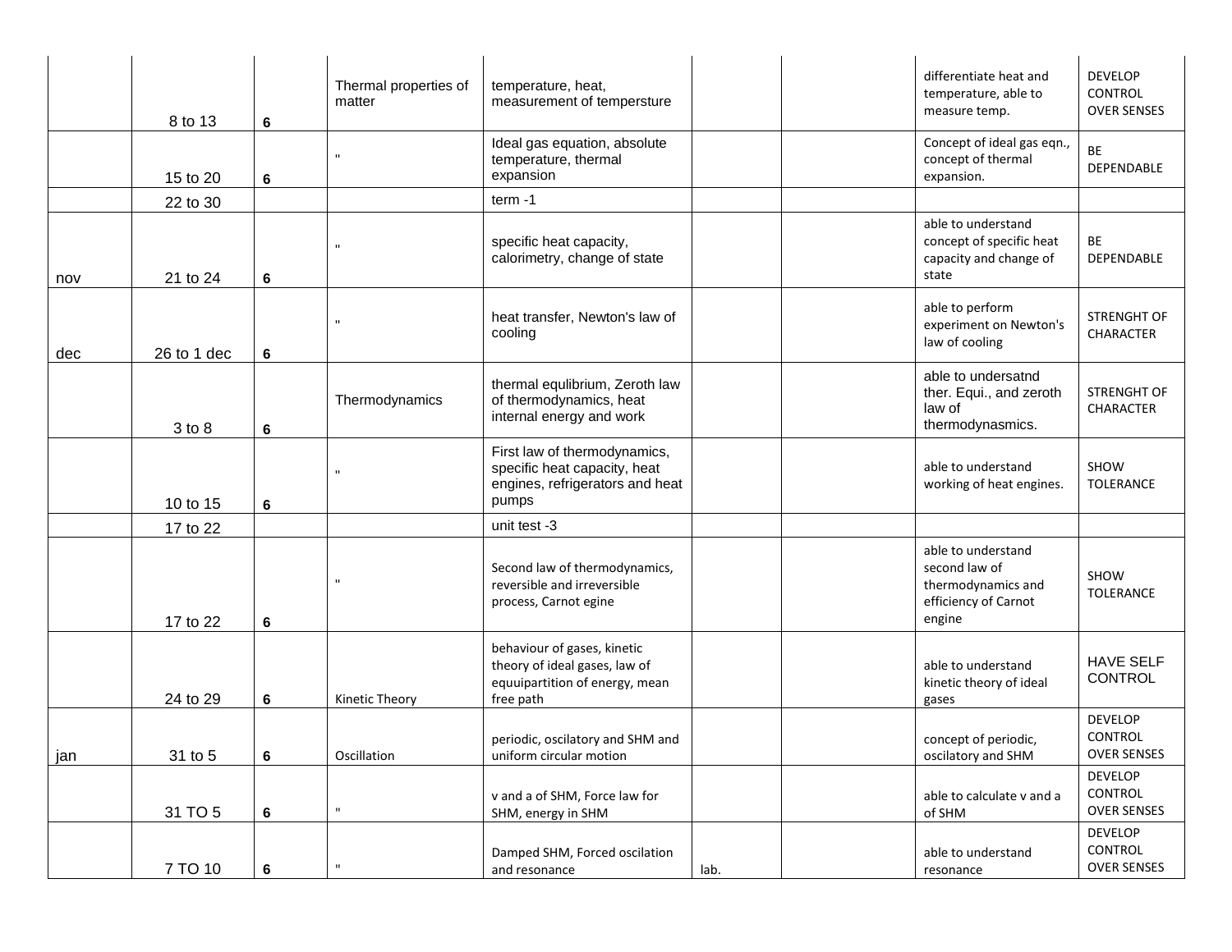| | | | | | | | | |
|---|---|---|---|---|---|---|---|---|
| | 8 to 13 | 6 | Thermal properties of matter | temperature, heat, measurement of tempersture | | | differentiate heat and temperature, able to measure temp. | DEVELOP CONTROL OVER SENSES |
| | 15 to 20 | 6 | " | Ideal gas equation, absolute temperature, thermal expansion | | | Concept of ideal gas eqn., concept of thermal expansion. | BE DEPENDABLE |
| | 22 to 30 | | | term -1 | | | | |
| nov | 21 to 24 | 6 | " | specific heat capacity, calorimetry, change of state | | | able to understand concept of specific heat capacity and change of state | BE DEPENDABLE |
| dec | 26 to 1 dec | 6 | " | heat transfer, Newton's law of cooling | | | able to perform experiment on Newton's law of cooling | STRENGHT OF CHARACTER |
| | 3 to 8 | 6 | Thermodynamics | thermal equlibrium, Zeroth law of thermodynamics, heat internal energy and work | | | able to undersatnd ther. Equi., and zeroth law of thermodynasmics. | STRENGHT OF CHARACTER |
| | 10 to 15 | 6 | " | First law of thermodynamics, specific heat capacity, heat engines, refrigerators and heat pumps | | | able to understand working of heat engines. | SHOW TOLERANCE |
| | 17 to 22 | | | unit test -3 | | | | |
| | 17 to 22 | 6 | " | Second law of thermodynamics, reversible and irreversible process, Carnot egine | | | able to understand second law of thermodynamics and efficiency of Carnot engine | SHOW TOLERANCE |
| | 24 to 29 | 6 | Kinetic Theory | behaviour of gases, kinetic theory of ideal gases, law of equuipartition of energy, mean free path | | | able to understand kinetic theory of ideal gases | HAVE SELF CONTROL |
| jan | 31 to 5 | 6 | Oscillation | periodic, oscilatory and SHM and uniform circular motion | | | concept of periodic, oscilatory and SHM | DEVELOP CONTROL OVER SENSES |
| | 31 TO 5 | 6 | " | v and a of SHM, Force law for SHM, energy in SHM | | | able to calculate v and a of SHM | DEVELOP CONTROL OVER SENSES |
| | 7 TO 10 | 6 | " | Damped SHM, Forced oscilation and resonance | lab. | | able to understand resonance | DEVELOP CONTROL OVER SENSES |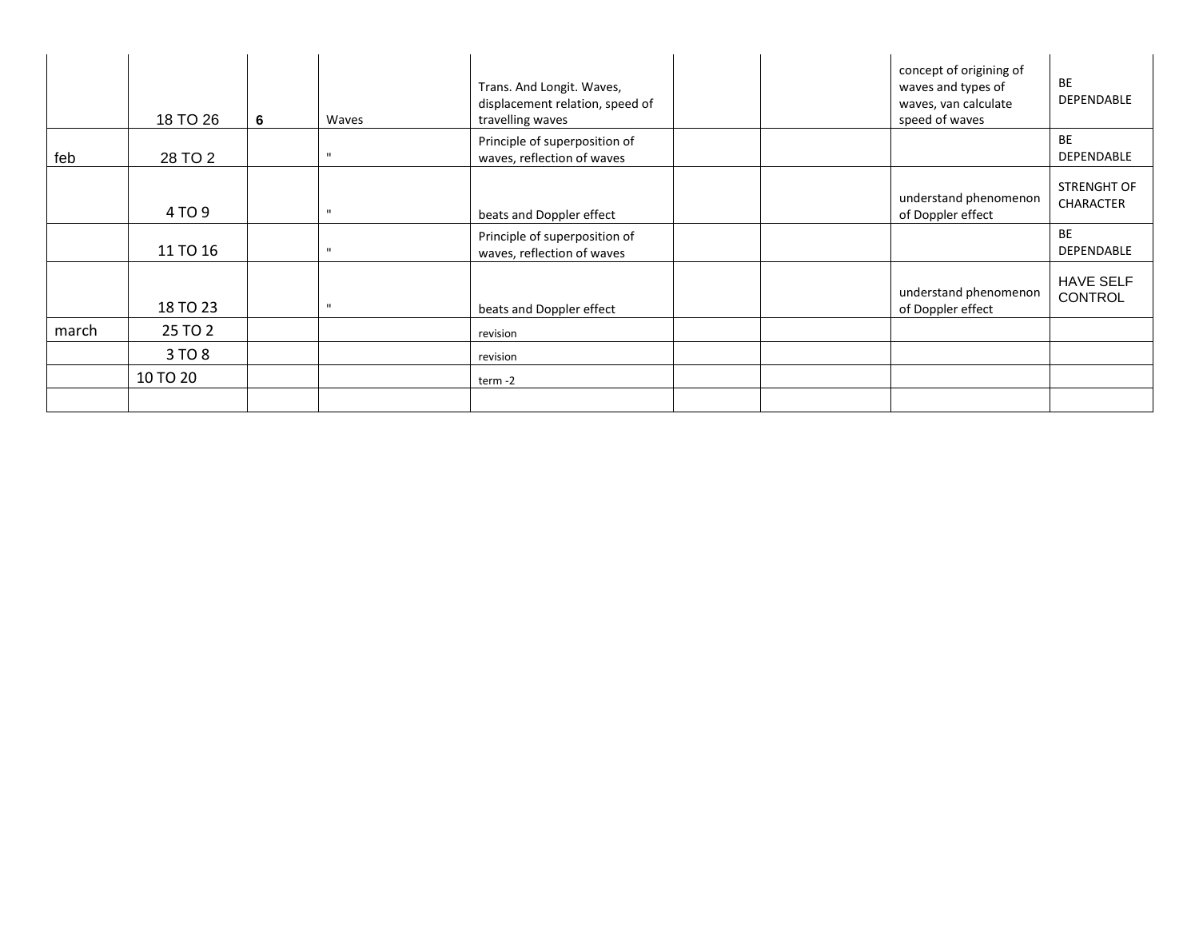| | | | | | | | | |
|---|---|---|---|---|---|---|---|---|
| | 18 TO 26 | **6** | Waves | Trans. And Longit. Waves, displacement relation, speed of travelling waves | | | concept of origining of waves and types of waves, van calculate speed of waves | BE DEPENDABLE |
| feb | 28 TO 2 | | " | Principle of superposition of waves, reflection of waves | | | | BE DEPENDABLE |
| | 4 TO 9 | | " | beats and Doppler effect | | | understand phenomenon of Doppler effect | STRENGHT OF CHARACTER |
| | 11 TO 16 | | " | Principle of superposition of waves, reflection of waves | | | | BE DEPENDABLE |
| | 18 TO 23 | | " | beats and Doppler effect | | | understand phenomenon of Doppler effect | HAVE SELF CONTROL |
| march | 25 TO 2 | | | revision | | | | |
| | 3 TO 8 | | | revision | | | | |
| | 10 TO 20 | | | term -2 | | | | |
| | | | | | | | | |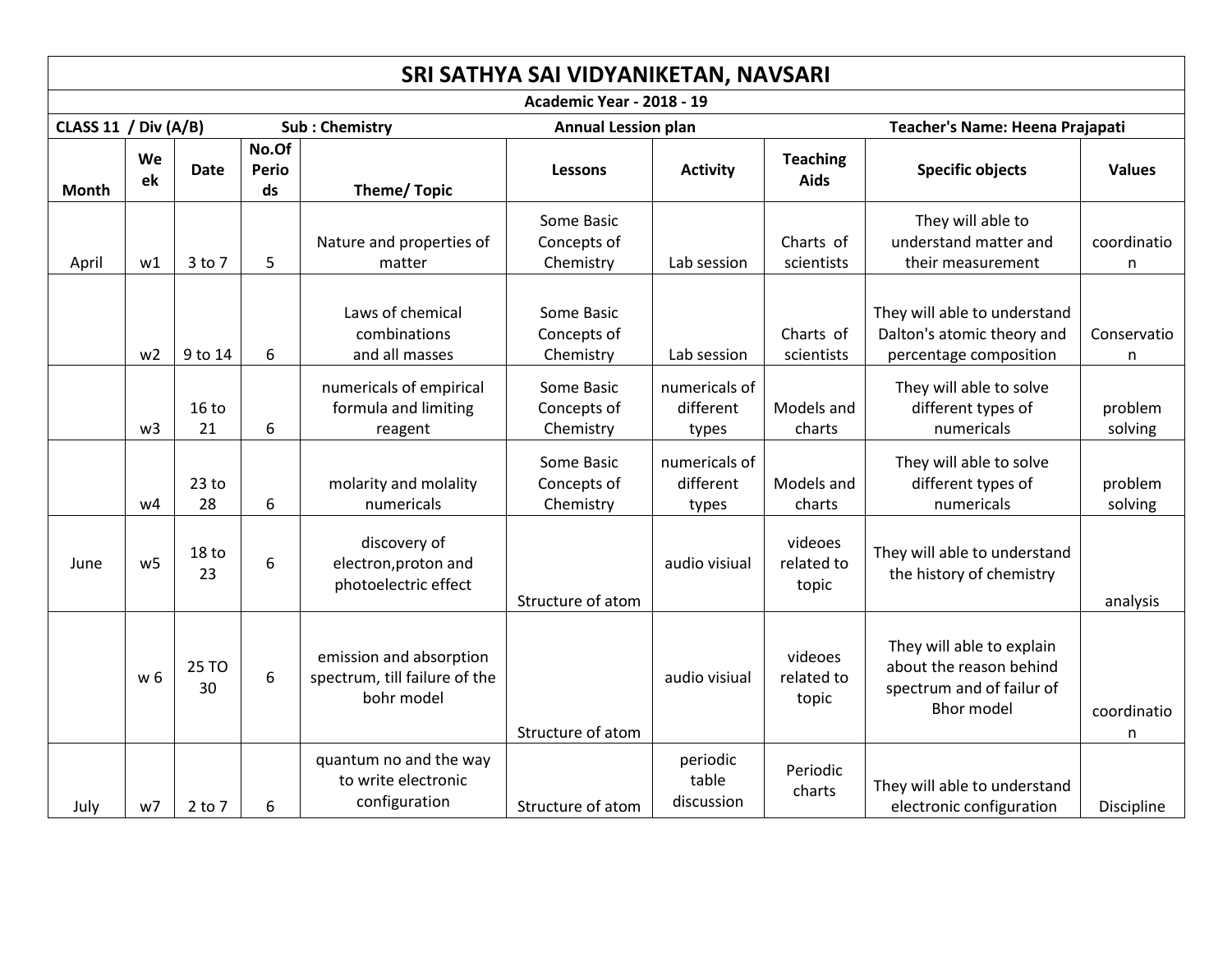# SRI SATHYA SAI VIDYANIKETAN, NAVSARI

**Academic Year - 2018 - 19**

**CLASS 11 / Div (A/B)** **Sub : Chemistry** **Annual Lession plan** **Teacher's Name: Heena Prajapati**

| Month | Week | Date | No.Of Periods | Theme/ Topic | Lessons | Activity | Teaching Aids | Specific objects | Values |
|---|---|---|---|---|---|---|---|---|---|
| April | w1 | 3 to 7 | 5 | Nature and properties of matter | Some Basic Concepts of Chemistry | Lab session | Charts of scientists | They will able to understand matter and their measurement | coordination |
| | w2 | 9 to 14 | 6 | Laws of chemical combinations and all masses | Some Basic Concepts of Chemistry | Lab session | Charts of scientists | They will able to understand Dalton's atomic theory and percentage composition | Conservation |
| | w3 | 16 to 21 | 6 | numericals of empirical formula and limiting reagent | Some Basic Concepts of Chemistry | numericals of different types | Models and charts | They will able to solve different types of numericals | problem solving |
| | w4 | 23 to 28 | 6 | molarity and molality numericals | Some Basic Concepts of Chemistry | numericals of different types | Models and charts | They will able to solve different types of numericals | problem solving |
| June | w5 | 18 to 23 | 6 | discovery of electron,proton and photoelectric effect | Structure of atom | audio visiual | videoes related to topic | They will able to understand the history of chemistry | analysis |
| | w 6 | 25 TO 30 | 6 | emission and absorption spectrum, till failure of the bohr model | Structure of atom | audio visiual | videoes related to topic | They will able to explain about the reason behind spectrum and of failur of Bhor model | coordination |
| July | w7 | 2 to 7 | 6 | quantum no and the way to write electronic configuration | Structure of atom | periodic table discussion | Periodic charts | They will able to understand electronic configuration | Discipline |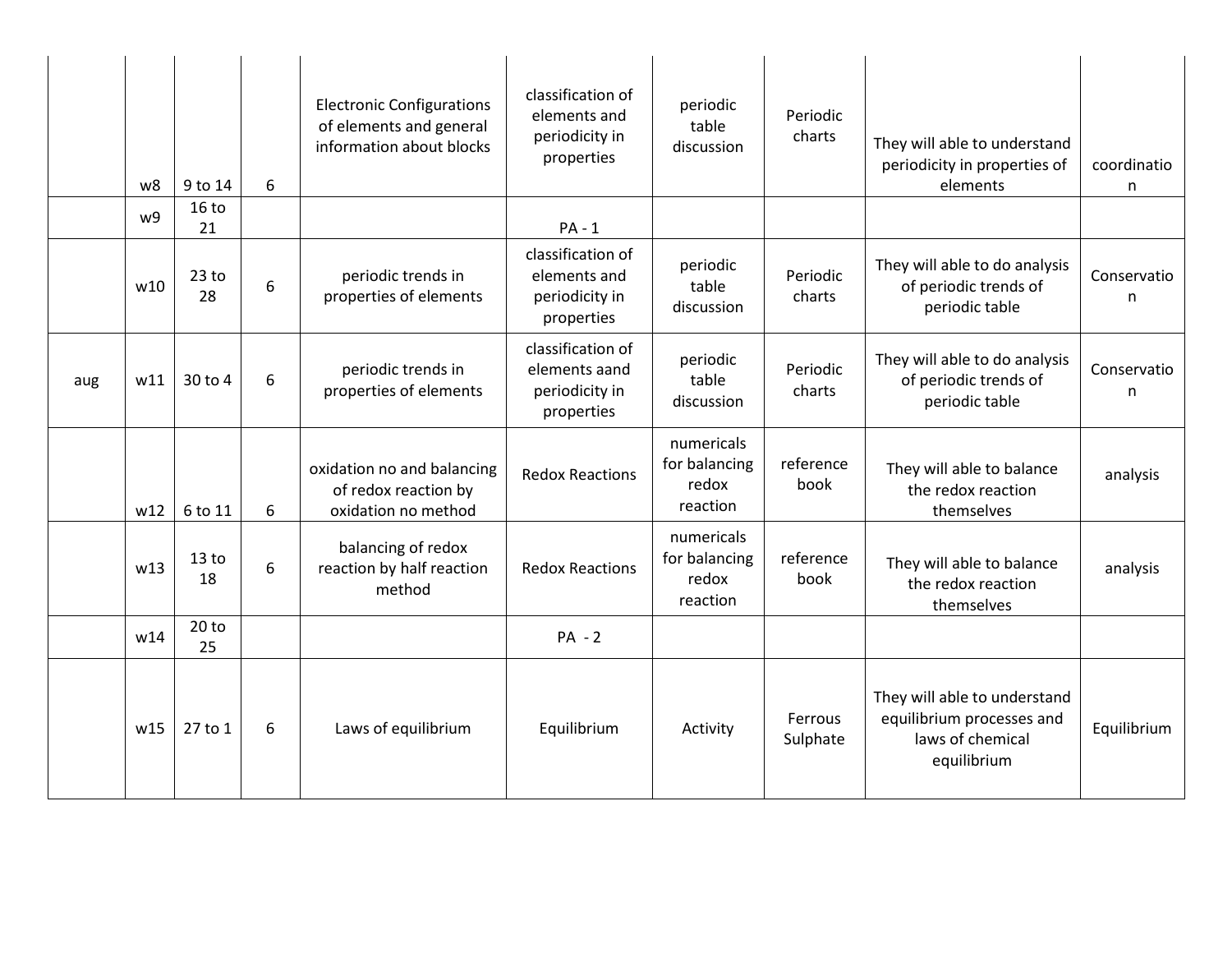| | | | | | | | | | |
|---|---|---|---|---|---|---|---|---|---|
| | w8 | 9 to 14 | 6 | Electronic Configurations of elements and general information about blocks | classification of elements and periodicity in properties | periodic table discussion | Periodic charts | They will able to understand periodicity in properties of elements | coordination |
| | w9 | 16 to 21 | | | PA - 1 | | | | |
| | w10 | 23 to 28 | 6 | periodic trends in properties of elements | classification of elements and periodicity in properties | periodic table discussion | Periodic charts | They will able to do analysis of periodic trends of periodic table | Conservation |
| aug | w11 | 30 to 4 | 6 | periodic trends in properties of elements | classification of elements aand periodicity in properties | periodic table discussion | Periodic charts | They will able to do analysis of periodic trends of periodic table | Conservation |
| | w12 | 6 to 11 | 6 | oxidation no and balancing of redox reaction by oxidation no method | Redox Reactions | numericals for balancing redox reaction | reference book | They will able to balance the redox reaction themselves | analysis |
| | w13 | 13 to 18 | 6 | balancing of redox reaction by half reaction method | Redox Reactions | numericals for balancing redox reaction | reference book | They will able to balance the redox reaction themselves | analysis |
| | w14 | 20 to 25 | | | PA - 2 | | | | |
| | w15 | 27 to 1 | 6 | Laws of equilibrium | Equilibrium | Activity | Ferrous Sulphate | They will able to understand equilibrium processes and laws of chemical equilibrium | Equilibrium |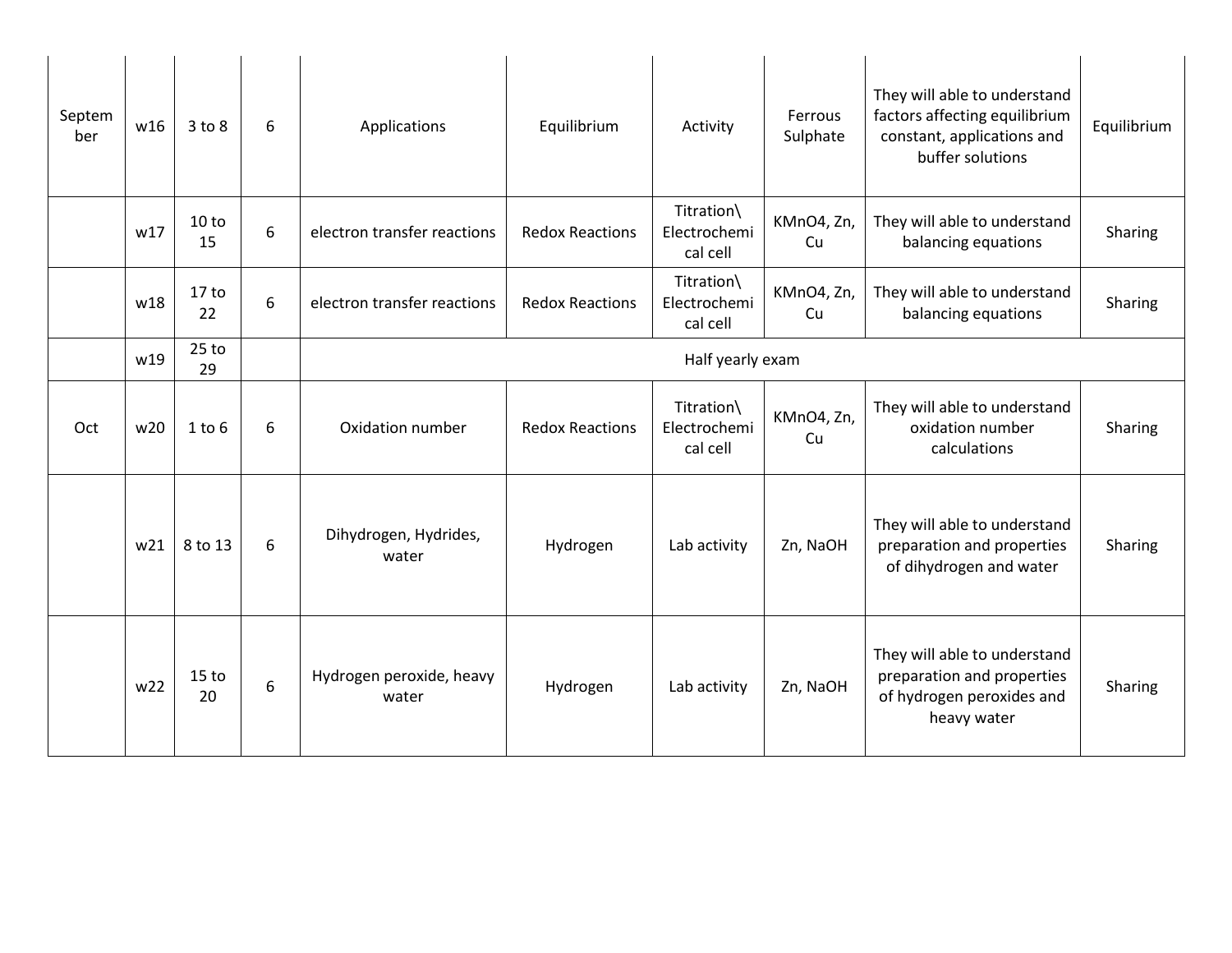| | | | | | | | | | |
|---|---|---|---|---|---|---|---|---|---|
| September | w16 | 3 to 8 | 6 | Applications | Equilibrium | Activity | Ferrous Sulphate | They will able to understand factors affecting equilibrium constant, applications and buffer solutions | Equilibrium |
| | w17 | 10 to 15 | 6 | electron transfer reactions | Redox Reactions | Titration\ Electrochemical cell | $KMnO_4$, Zn, Cu | They will able to understand balancing equations | Sharing |
| | w18 | 17 to 22 | 6 | electron transfer reactions | Redox Reactions | Titration\ Electrochemical cell | $KMnO_4$, Zn, Cu | They will able to understand balancing equations | Sharing |
| | w19 | 25 to 29 | | Half yearly exam | | | | | |
| Oct | w20 | 1 to 6 | 6 | Oxidation number | Redox Reactions | Titration\ Electrochemical cell | $KMnO_4$, Zn, Cu | They will able to understand oxidation number calculations | Sharing |
| | w21 | 8 to 13 | 6 | Dihydrogen, Hydrides, water | Hydrogen | Lab activity | Zn, NaOH | They will able to understand preparation and properties of dihydrogen and water | Sharing |
| | w22 | 15 to 20 | 6 | Hydrogen peroxide, heavy water | Hydrogen | Lab activity | Zn, NaOH | They will able to understand preparation and properties of hydrogen peroxides and heavy water | Sharing |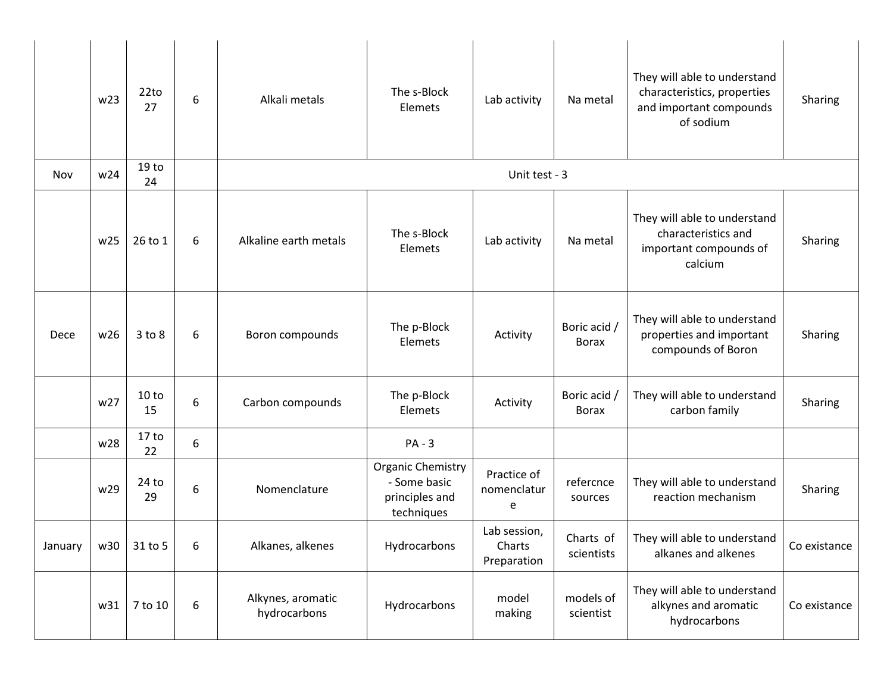|  |  |  |  |  |  |  |  |  |  |
|---|---|---|---|---|---|---|---|---|---|
|  | w23 | 22to 27 | 6 | Alkali metals | The s-Block Elemets | Lab activity | Na metal | They will able to understand characteristics, properties and important compounds of sodium | Sharing |
| Nov | w24 | 19 to 24 |  | Unit test - 3 |  |  |  |  |  |
|  | w25 | 26 to 1 | 6 | Alkaline earth metals | The s-Block Elemets | Lab activity | Na metal | They will able to understand characteristics and important compounds of calcium | Sharing |
| Dece | w26 | 3 to 8 | 6 | Boron compounds | The p-Block Elemets | Activity | Boric acid / Borax | They will able to understand properties and important compounds of Boron | Sharing |
|  | w27 | 10 to 15 | 6 | Carbon compounds | The p-Block Elemets | Activity | Boric acid / Borax | They will able to understand carbon family | Sharing |
|  | w28 | 17 to 22 | 6 |  | PA - 3 |  |  |  |  |
|  | w29 | 24 to 29 | 6 | Nomenclature | Organic Chemistry - Some basic principles and techniques | Practice of nomenclature | refercnce sources | They will able to understand reaction mechanism | Sharing |
| January | w30 | 31 to 5 | 6 | Alkanes, alkenes | Hydrocarbons | Lab session, Charts Preparation | Charts of scientists | They will able to understand alkanes and alkenes | Co existance |
|  | w31 | 7 to 10 | 6 | Alkynes, aromatic hydrocarbons | Hydrocarbons | model making | models of scientist | They will able to understand alkynes and aromatic hydrocarbons | Co existance |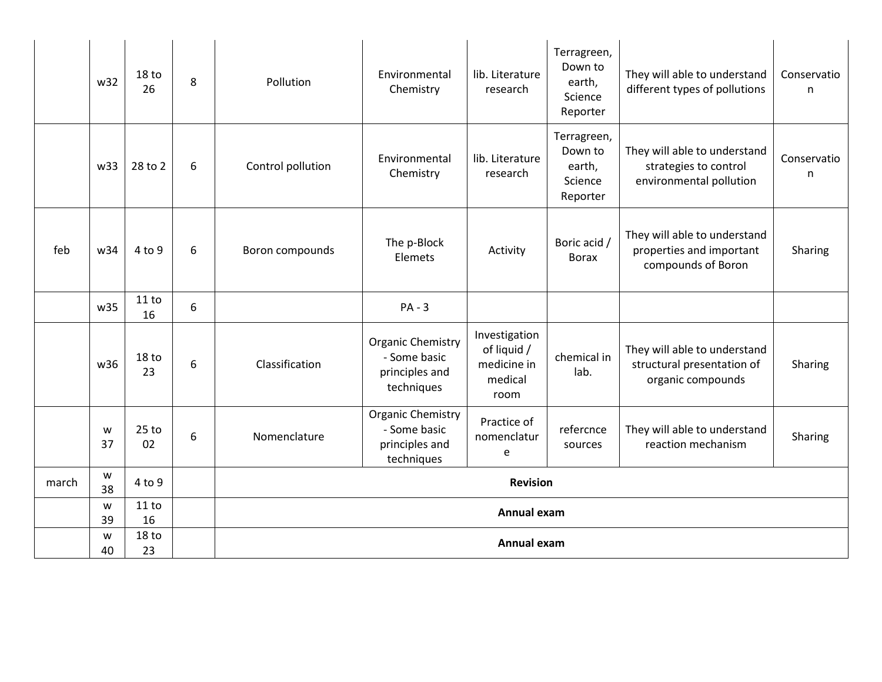|  |  |  |  |  |  |  |  |  |  |
|---|---|---|---|---|---|---|---|---|---|
|  | w32 | 18 to 26 | 8 | Pollution | Environmental Chemistry | lib. Literature research | Terragreen, Down to earth, Science Reporter | They will able to understand different types of pollutions | Conservation |
|  | w33 | 28 to 2 | 6 | Control pollution | Environmental Chemistry | lib. Literature research | Terragreen, Down to earth, Science Reporter | They will able to understand strategies to control environmental pollution | Conservation |
| feb | w34 | 4 to 9 | 6 | Boron compounds | The p-Block Elemets | Activity | Boric acid / Borax | They will able to understand properties and important compounds of Boron | Sharing |
|  | w35 | 11 to 16 | 6 |  | PA - 3 |  |  |  |  |
|  | w36 | 18 to 23 | 6 | Classification | Organic Chemistry - Some basic principles and techniques | Investigation of liquid / medicine in medical room | chemical in lab. | They will able to understand structural presentation of organic compounds | Sharing |
|  | w 37 | 25 to 02 | 6 | Nomenclature | Organic Chemistry - Some basic principles and techniques | Practice of nomenclature | refercnce sources | They will able to understand reaction mechanism | Sharing |
| march | w 38 | 4 to 9 |  | **Revision** |  |  |  |  |  |
|  | w 39 | 11 to 16 |  | **Annual exam** |  |  |  |  |  |
|  | w 40 | 18 to 23 |  | **Annual exam** |  |  |  |  |  |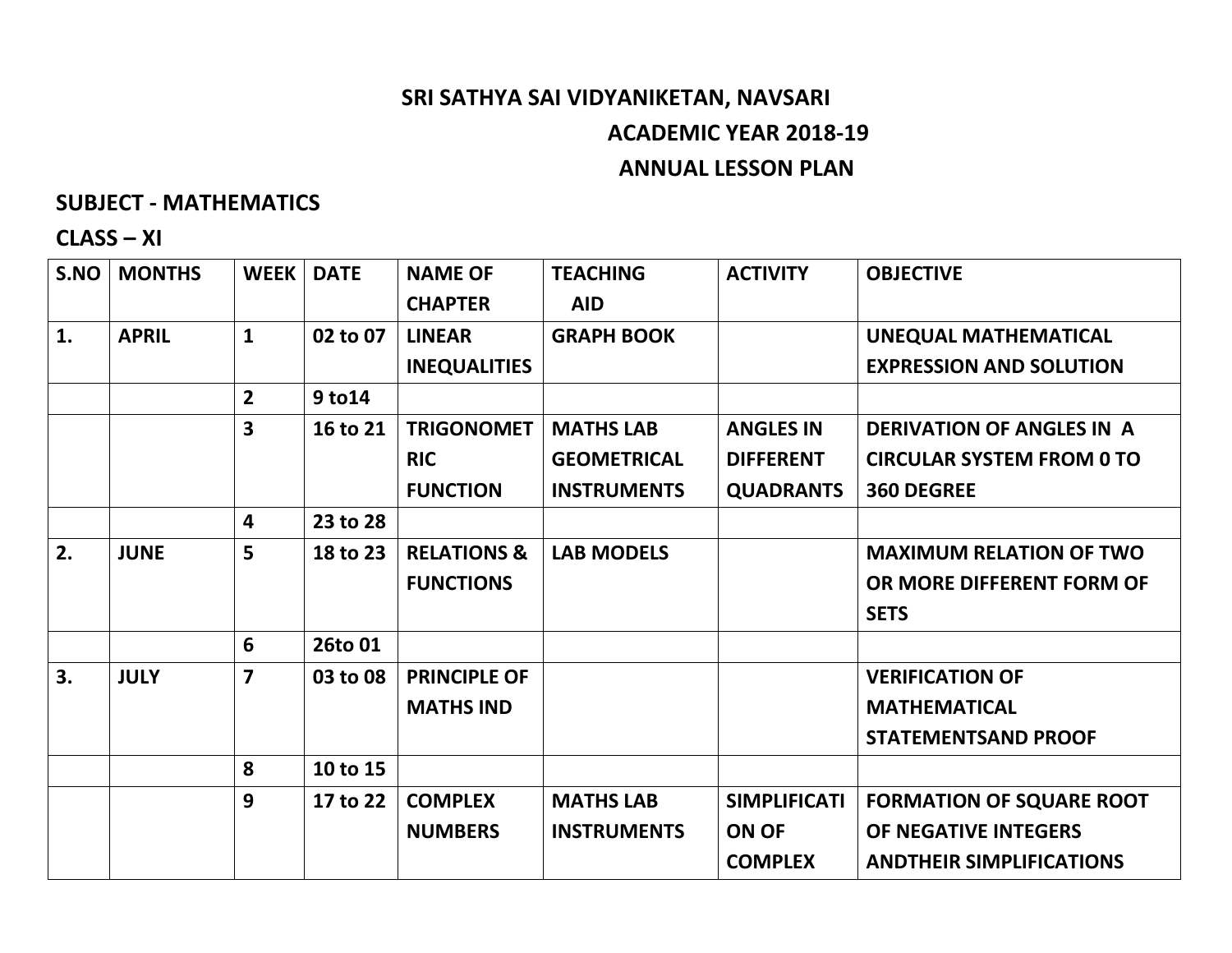**SRI SATHYA SAI VIDYANIKETAN, NAVSARI**

**ACADEMIC YEAR 2018-19**

**ANNUAL LESSON PLAN**

**SUBJECT - MATHEMATICS**

**CLASS – XI**

| S.NO | MONTHS | WEEK | DATE | NAME OF CHAPTER | TEACHING AID | ACTIVITY | OBJECTIVE |
|---|---|---|---|---|---|---|---|
| 1. | APRIL | 1 | 02 to 07 | LINEAR INEQUALITIES | GRAPH BOOK | | UNEQUAL MATHEMATICAL EXPRESSION AND SOLUTION |
| | | 2 | 9 to14 | | | | |
| | | 3 | 16 to 21 | TRIGONOMETRIC FUNCTION | MATHS LAB GEOMETRICAL INSTRUMENTS | ANGLES IN DIFFERENT QUADRANTS | DERIVATION OF ANGLES IN A CIRCULAR SYSTEM FROM 0 TO 360 DEGREE |
| | | 4 | 23 to 28 | | | | |
| 2. | JUNE | 5 | 18 to 23 | RELATIONS & FUNCTIONS | LAB MODELS | | MAXIMUM RELATION OF TWO OR MORE DIFFERENT FORM OF SETS |
| | | 6 | 26to 01 | | | | |
| 3. | JULY | 7 | 03 to 08 | PRINCIPLE OF MATHS IND | | | VERIFICATION OF MATHEMATICAL STATEMENTSAND PROOF |
| | | 8 | 10 to 15 | | | | |
| | | 9 | 17 to 22 | COMPLEX NUMBERS | MATHS LAB INSTRUMENTS | SIMPLIFICATION OF COMPLEX | FORMATION OF SQUARE ROOT OF NEGATIVE INTEGERS ANDTHEIR SIMPLIFICATIONS |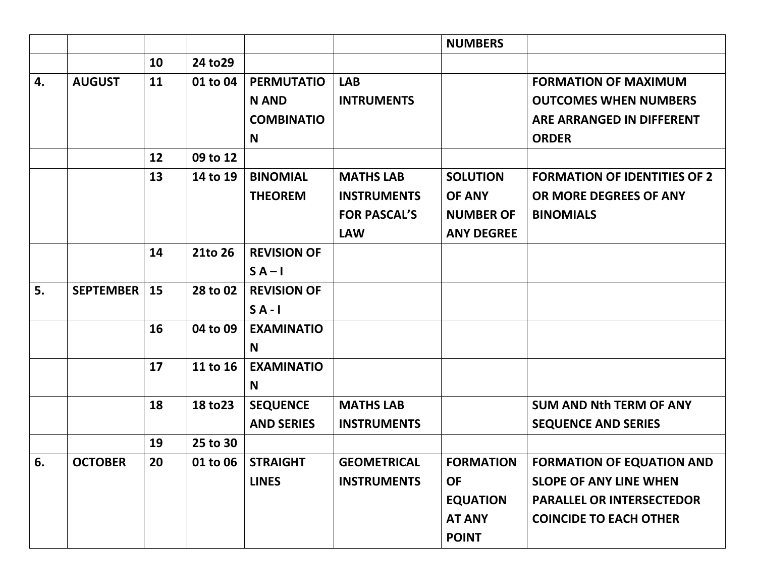|  |  |  |  |  |  | NUMBERS |  |
|---|---|---|---|---|---|---|---|
|  |  | 10 | 24 to29 |  |  |  |  |
| 4. | AUGUST | 11 | 01 to 04 | PERMUTATION AND COMBINATION | LAB INTRUMENTS |  | FORMATION OF MAXIMUM OUTCOMES WHEN NUMBERS ARE ARRANGED IN DIFFERENT ORDER |
|  |  | 12 | 09 to 12 |  |  |  |  |
|  |  | 13 | 14 to 19 | BINOMIAL THEOREM | MATHS LAB INSTRUMENTS FOR PASCAL'S LAW | SOLUTION OF ANY NUMBER OF ANY DEGREE | FORMATION OF IDENTITIES OF 2 OR MORE DEGREES OF ANY BINOMIALS |
|  |  | 14 | 21to 26 | REVISION OF S A – I |  |  |  |
| 5. | SEPTEMBER | 15 | 28 to 02 | REVISION OF S A - I |  |  |  |
|  |  | 16 | 04 to 09 | EXAMINATION |  |  |  |
|  |  | 17 | 11 to 16 | EXAMINATION |  |  |  |
|  |  | 18 | 18 to23 | SEQUENCE AND SERIES | MATHS LAB INSTRUMENTS |  | SUM AND Nth TERM OF ANY SEQUENCE AND SERIES |
|  |  | 19 | 25 to 30 |  |  |  |  |
| 6. | OCTOBER | 20 | 01 to 06 | STRAIGHT LINES | GEOMETRICAL INSTRUMENTS | FORMATION OF EQUATION AT ANY POINT | FORMATION OF EQUATION AND SLOPE OF ANY LINE WHEN PARALLEL OR INTERSECTEDOR COINCIDE TO EACH OTHER |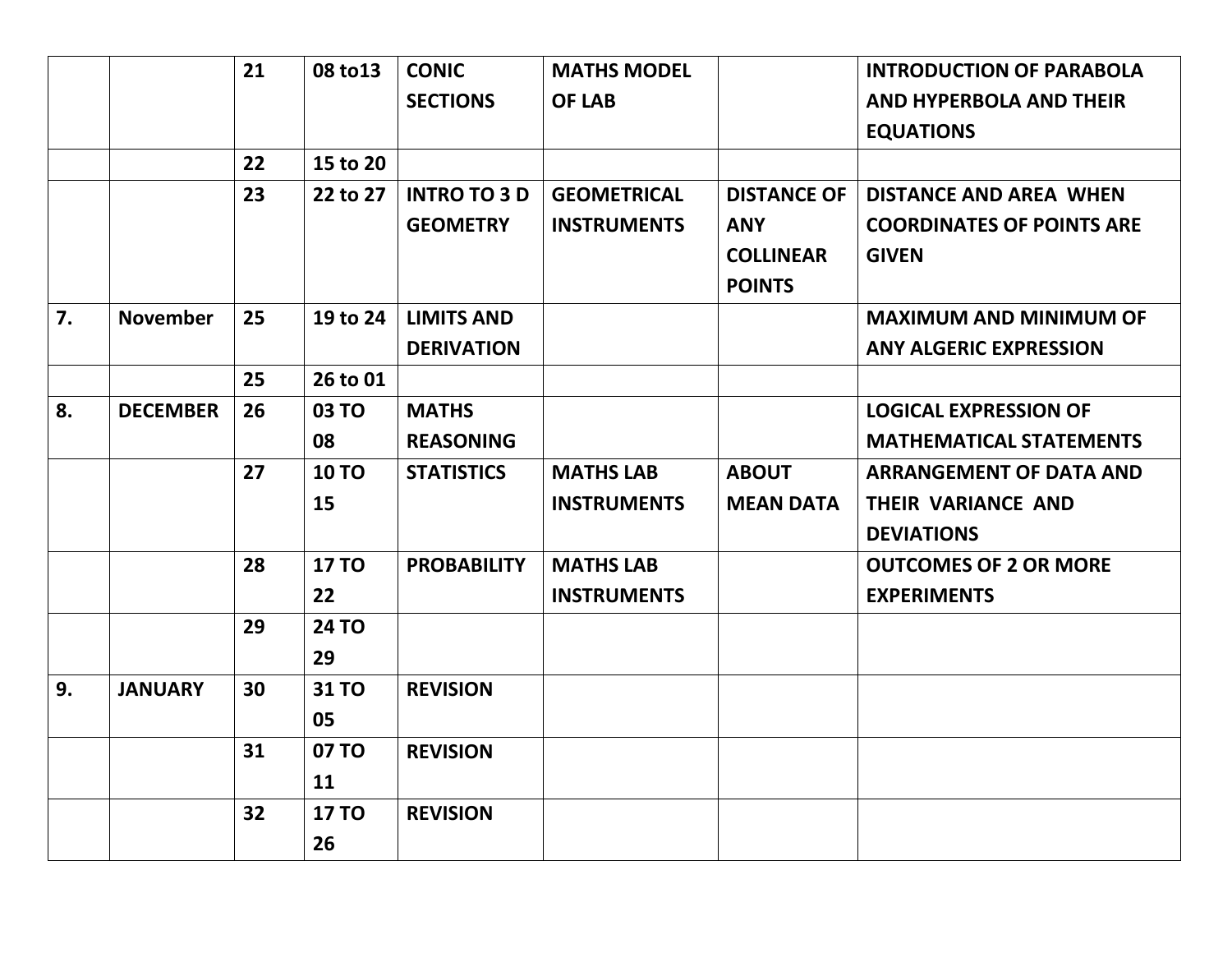| | | | | | | | |
|---|---|---|---|---|---|---|---|
| | | **21** | **08 to13** | **CONIC SECTIONS** | **MATHS MODEL OF LAB** | | **INTRODUCTION OF PARABOLA AND HYPERBOLA AND THEIR EQUATIONS** |
| | | **22** | **15 to 20** | | | | |
| | | **23** | **22 to 27** | **INTRO TO 3 D GEOMETRY** | **GEOMETRICAL INSTRUMENTS** | **DISTANCE OF ANY COLLINEAR POINTS** | **DISTANCE AND AREA WHEN COORDINATES OF POINTS ARE GIVEN** |
| **7.** | **November** | **25** | **19 to 24** | **LIMITS AND DERIVATION** | | | **MAXIMUM AND MINIMUM OF ANY ALGERIC EXPRESSION** |
| | | **25** | **26 to 01** | | | | |
| **8.** | **DECEMBER** | **26** | **03 TO 08** | **MATHS REASONING** | | | **LOGICAL EXPRESSION OF MATHEMATICAL STATEMENTS** |
| | | **27** | **10 TO 15** | **STATISTICS** | **MATHS LAB INSTRUMENTS** | **ABOUT MEAN DATA** | **ARRANGEMENT OF DATA AND THEIR VARIANCE AND DEVIATIONS** |
| | | **28** | **17 TO 22** | **PROBABILITY** | **MATHS LAB INSTRUMENTS** | | **OUTCOMES OF 2 OR MORE EXPERIMENTS** |
| | | **29** | **24 TO 29** | | | | |
| **9.** | **JANUARY** | **30** | **31 TO 05** | **REVISION** | | | |
| | | **31** | **07 TO 11** | **REVISION** | | | |
| | | **32** | **17 TO 26** | **REVISION** | | | |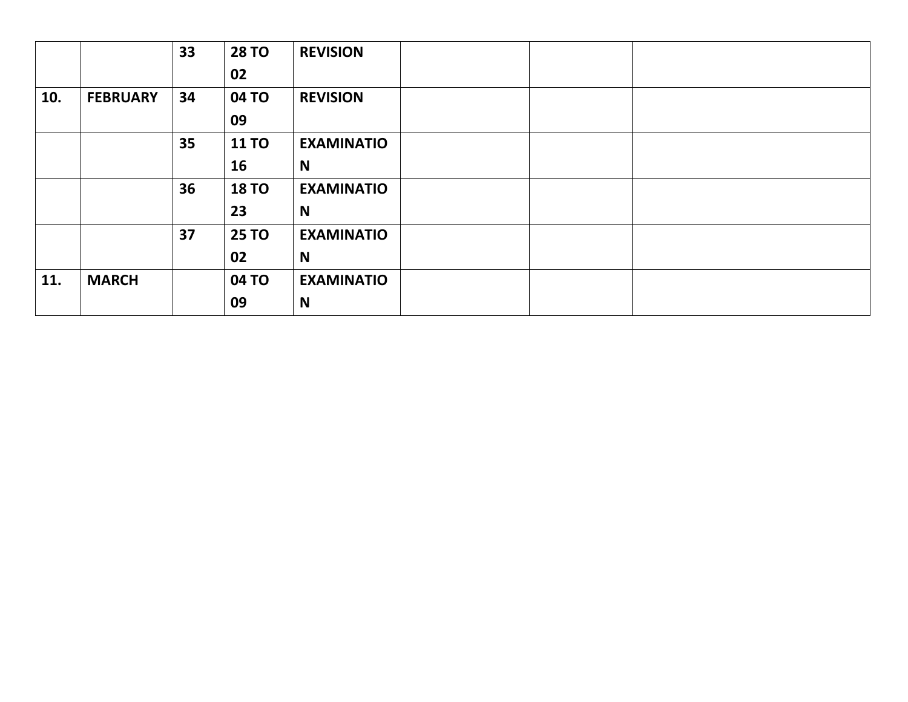| | | | | | | | |
|---|---|---|---|---|---|---|---|
| | | **33** | **28 TO 02** | **REVISION** | | | |
| **10.** | **FEBRUARY** | **34** | **04 TO 09** | **REVISION** | | | |
| | | **35** | **11 TO 16** | **EXAMINATION** | | | |
| | | **36** | **18 TO 23** | **EXAMINATION** | | | |
| | | **37** | **25 TO 02** | **EXAMINATION** | | | |
| **11.** | **MARCH** | | **04 TO 09** | **EXAMINATION** | | | |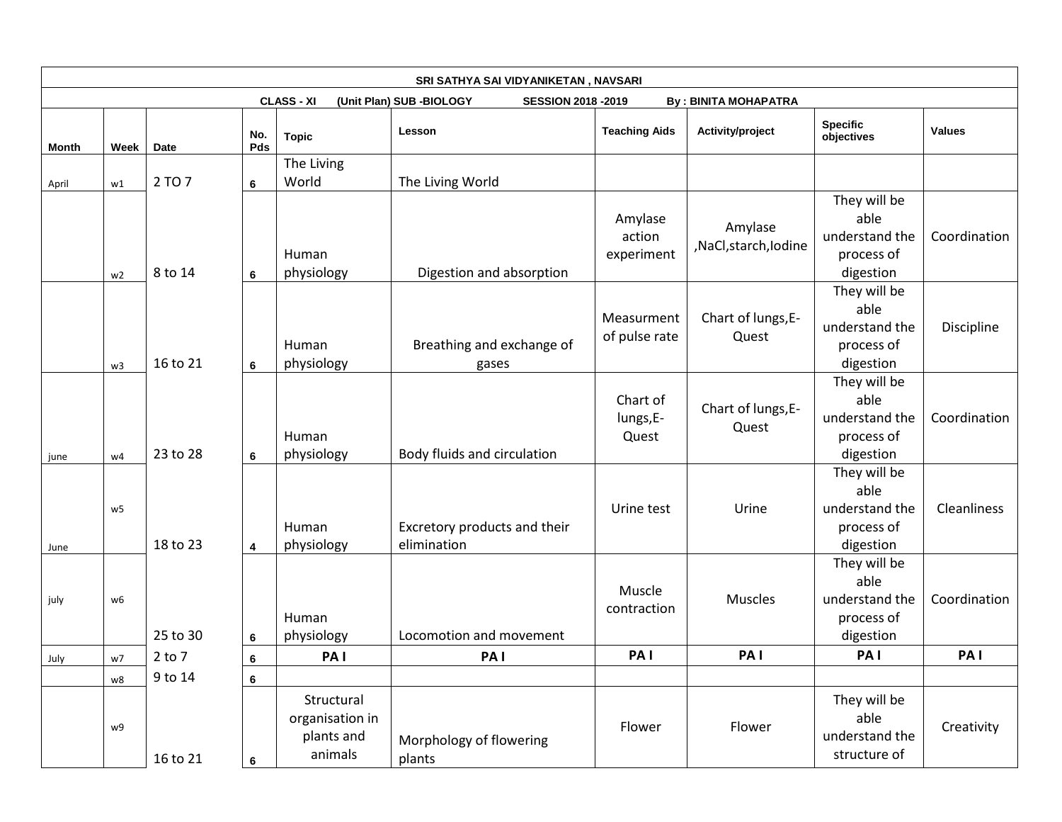| SRI SATHYA SAI VIDYANIKETAN , NAVSARI | | | | | | | | | |
|---|---|---|---|---|---|---|---|---|---|
| CLASS - XI (Unit Plan) SUB -BIOLOGY SESSION 2018 -2019 By : BINITA MOHAPATRA | | | | | | | | | |
| **Month** | **Week** | **Date** | **No. Pds** | **Topic** | **Lesson** | **Teaching Aids** | **Activity/project** | **Specific objectives** | **Values** |
| April | w1 | 2 TO 7 | 6 | The Living World | The Living World | | | | |
| | w2 | 8 to 14 | 6 | Human physiology | Digestion and absorption | Amylase action experiment | Amylase ,NaCl,starch,Iodine | They will be able understand the process of digestion | Coordination |
| | w3 | 16 to 21 | 6 | Human physiology | Breathing and exchange of gases | Measurment of pulse rate | Chart of lungs,E-Quest | They will be able understand the process of digestion | Discipline |
| june | w4 | 23 to 28 | 6 | Human physiology | Body fluids and circulation | Chart of lungs,E-Quest | Chart of lungs,E-Quest | They will be able understand the process of digestion | Coordination |
| June | w5 | 18 to 23 | 4 | Human physiology | Excretory products and their elimination | Urine test | Urine | They will be able understand the process of digestion | Cleanliness |
| july | w6 | 25 to 30 | 6 | Human physiology | Locomotion and movement | Muscle contraction | Muscles | They will be able understand the process of digestion | Coordination |
| July | w7 | 2 to 7 | 6 | **PA I** | **PA I** | **PA I** | **PA I** | **PA I** | **PA I** |
| | w8 | 9 to 14 | 6 | | | | | | |
| | w9 | 16 to 21 | 6 | Structural organisation in plants and animals | Morphology of flowering plants | Flower | Flower | They will be able understand the structure of | Creativity |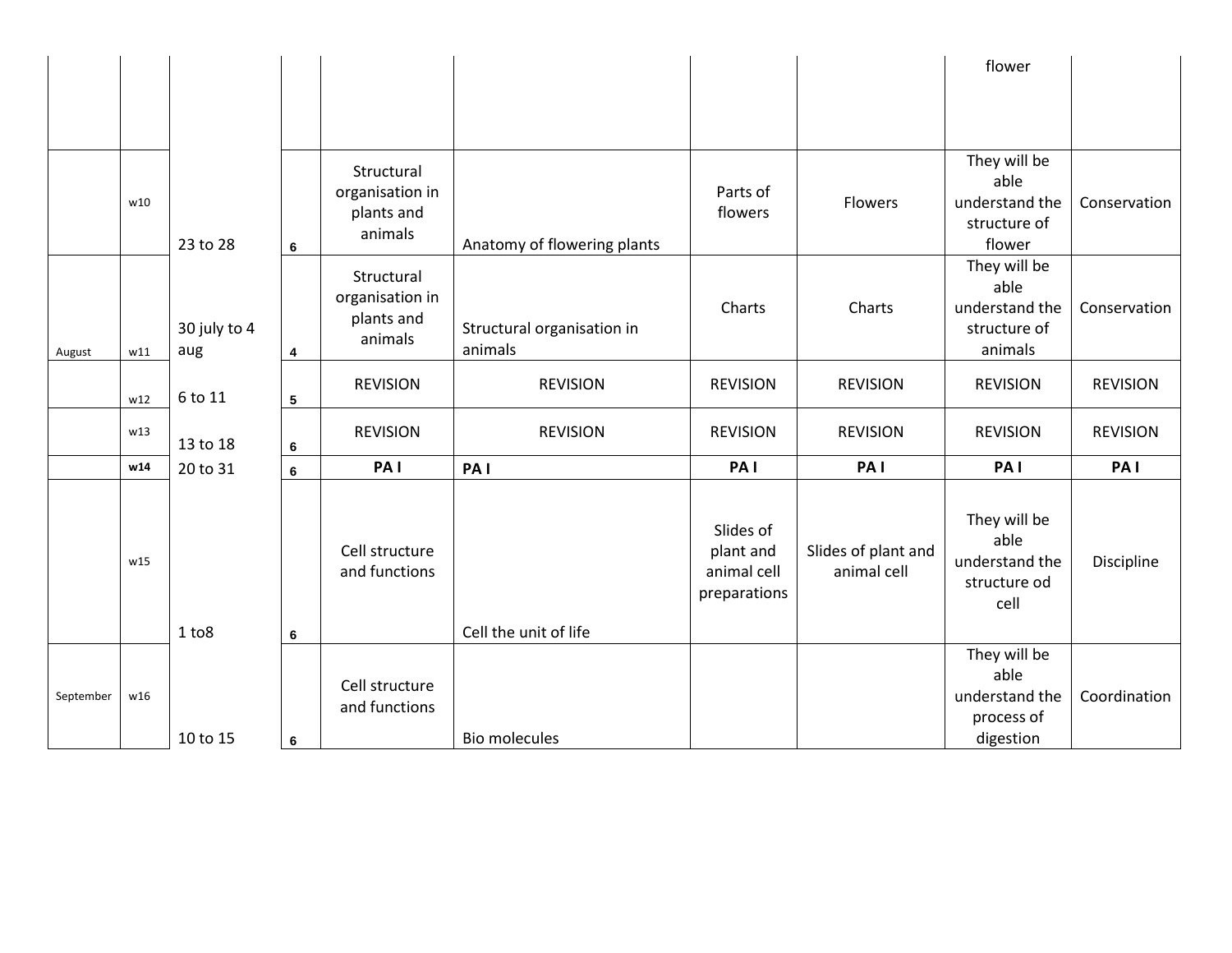|  |  |  |  |  |  |  |  | flower |  |
|---|---|---|---|---|---|---|---|---|---|
|  | w10 | 23 to 28 | 6 | Structural organisation in plants and animals | Anatomy of flowering plants | Parts of flowers | Flowers | They will be able understand the structure of flower | Conservation |
| August | w11 | 30 july to 4 aug | 4 | Structural organisation in plants and animals | Structural organisation in animals | Charts | Charts | They will be able understand the structure of animals | Conservation |
|  | w12 | 6 to 11 | 5 | REVISION | REVISION | REVISION | REVISION | REVISION | REVISION |
|  | w13 | 13 to 18 | 6 | REVISION | REVISION | REVISION | REVISION | REVISION | REVISION |
|  | **w14** | 20 to 31 | 6 | **PA I** | **PA I** | **PA I** | **PA I** | **PA I** | **PA I** |
|  | w15 | 1 to8 | 6 | Cell structure and functions | Cell the unit of life | Slides of plant and animal cell preparations | Slides of plant and animal cell | They will be able understand the structure od cell | Discipline |
| September | w16 | 10 to 15 | 6 | Cell structure and functions | Bio molecules |  |  | They will be able understand the process of digestion | Coordination |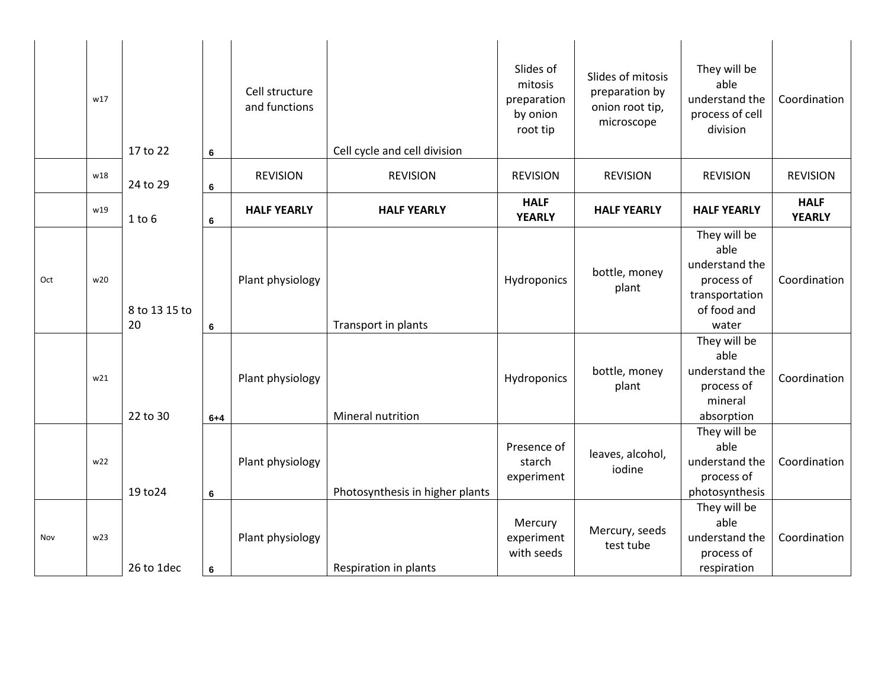|  |  |  |  |  |  |  |  |  |  |
|---|---|---|---|---|---|---|---|---|---|
|  | w17 | 17 to 22 | 6 | Cell structure and functions | Cell cycle and cell division | Slides of mitosis preparation by onion root tip | Slides of mitosis preparation by onion root tip, microscope | They will be able understand the process of cell division | Coordination |
|  | w18 | 24 to 29 | 6 | REVISION | REVISION | REVISION | REVISION | REVISION | REVISION |
|  | w19 | 1 to 6 | 6 | **HALF YEARLY** | **HALF YEARLY** | **HALF YEARLY** | **HALF YEARLY** | **HALF YEARLY** | **HALF YEARLY** |
| Oct | w20 | 8 to 13 15 to 20 | 6 | Plant physiology | Transport in plants | Hydroponics | bottle, money plant | They will be able understand the process of transportation of food and water | Coordination |
|  | w21 | 22 to 30 | 6+4 | Plant physiology | Mineral nutrition | Hydroponics | bottle, money plant | They will be able understand the process of mineral absorption | Coordination |
|  | w22 | 19 to24 | 6 | Plant physiology | Photosynthesis in higher plants | Presence of starch experiment | leaves, alcohol, iodine | They will be able understand the process of photosynthesis | Coordination |
| Nov | w23 | 26 to 1dec | 6 | Plant physiology | Respiration in plants | Mercury experiment with seeds | Mercury, seeds test tube | They will be able understand the process of respiration | Coordination |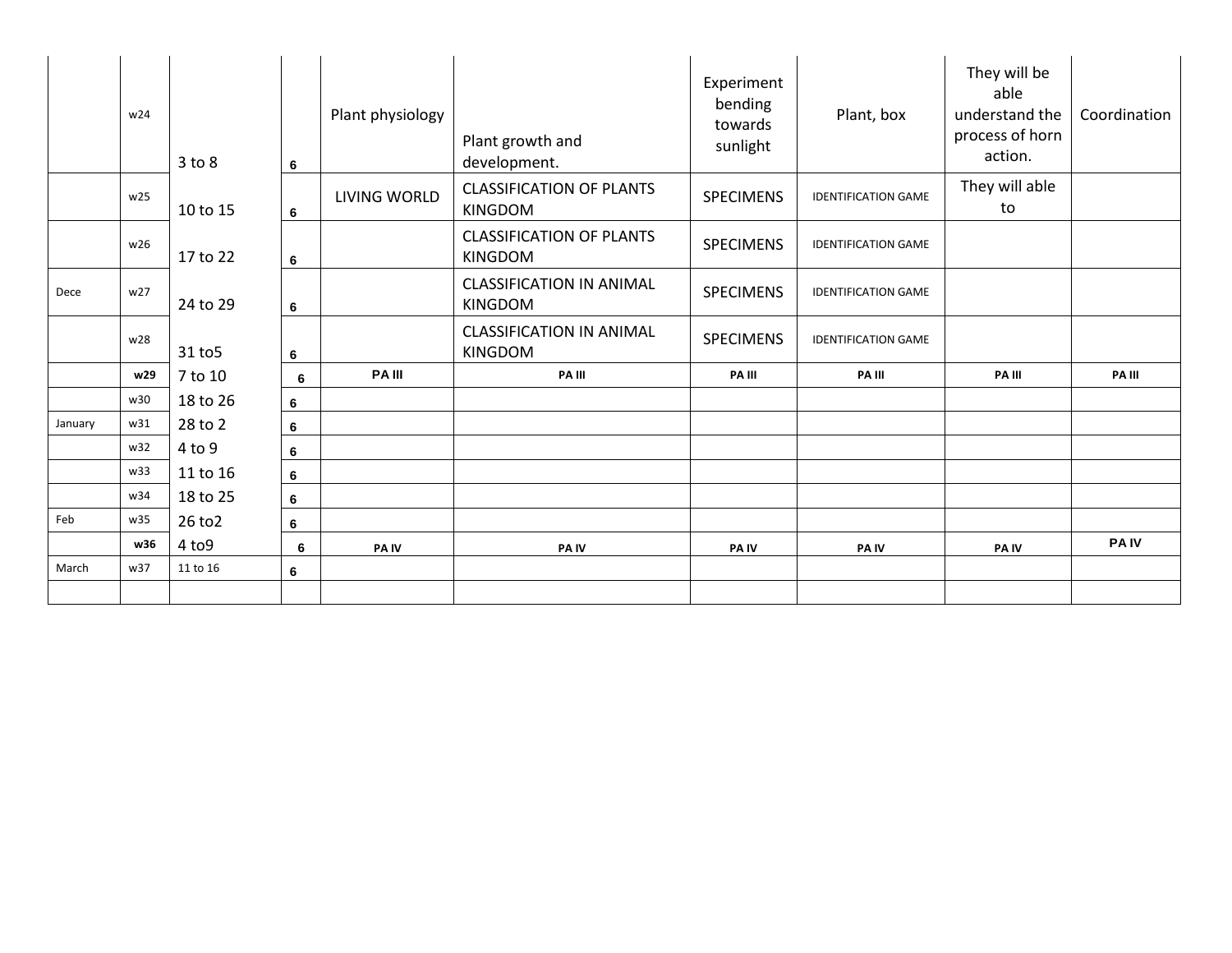|  |  |  |  |  |  |  |  |  |  |
|---|---|---|---|---|---|---|---|---|---|
|  | w24 | 3 to 8 | 6 | Plant physiology | Plant growth and development. | Experiment bending towards sunlight | Plant, box | They will be able understand the process of horn action. | Coordination |
|  | w25 | 10 to 15 | 6 | LIVING WORLD | CLASSIFICATION OF PLANTS KINGDOM | SPECIMENS | IDENTIFICATION GAME | They will able to |  |
|  | w26 | 17 to 22 | 6 |  | CLASSIFICATION OF PLANTS KINGDOM | SPECIMENS | IDENTIFICATION GAME |  |  |
| Dece | w27 | 24 to 29 | 6 |  | CLASSIFICATION IN ANIMAL KINGDOM | SPECIMENS | IDENTIFICATION GAME |  |  |
|  | w28 | 31 to5 | 6 |  | CLASSIFICATION IN ANIMAL KINGDOM | SPECIMENS | IDENTIFICATION GAME |  |  |
|  | **w29** | 7 to 10 | **6** | **PA III** | **PA III** | **PA III** | **PA III** | **PA III** | **PA III** |
|  | w30 | 18 to 26 | 6 |  |  |  |  |  |  |
| January | w31 | 28 to 2 | 6 |  |  |  |  |  |  |
|  | w32 | 4 to 9 | 6 |  |  |  |  |  |  |
|  | w33 | 11 to 16 | 6 |  |  |  |  |  |  |
|  | w34 | 18 to 25 | 6 |  |  |  |  |  |  |
| Feb | w35 | 26 to2 | 6 |  |  |  |  |  |  |
|  | **w36** | 4 to9 | **6** | **PA IV** | **PA IV** | **PA IV** | **PA IV** | **PA IV** | **PA IV** |
| March | w37 | 11 to 16 | 6 |  |  |  |  |  |  |
|  |  |  |  |  |  |  |  |  |  |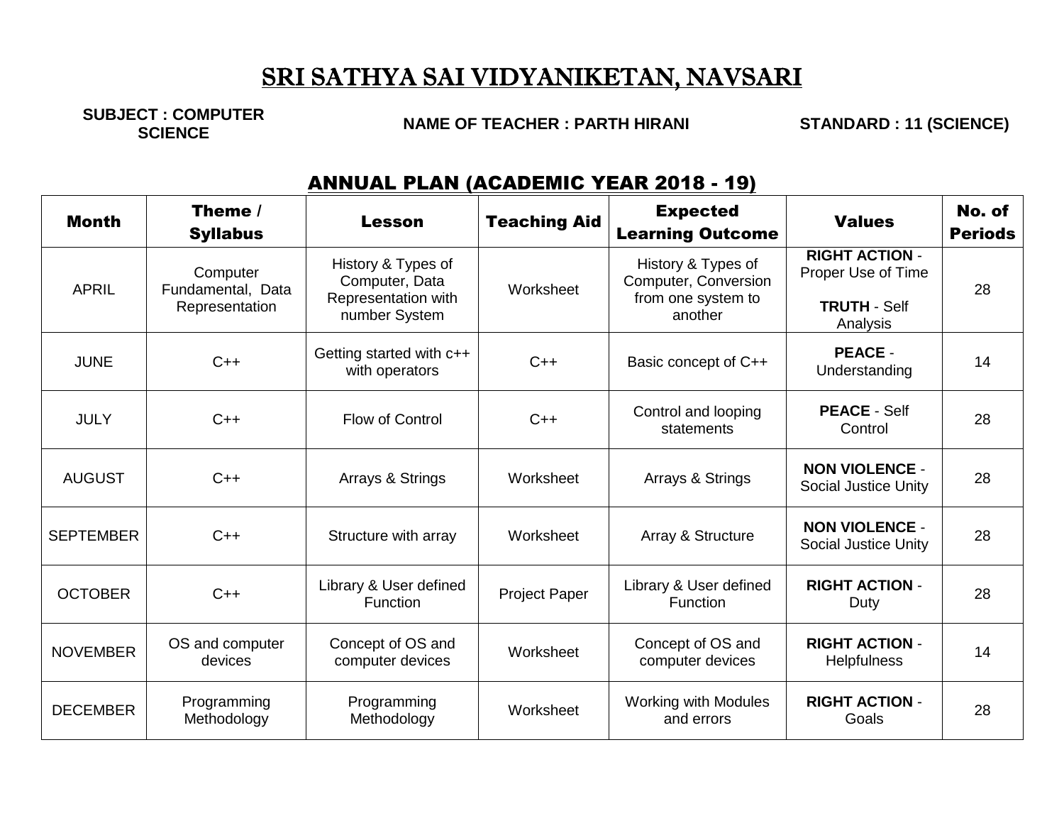# SRI SATHYA SAI VIDYANIKETAN, NAVSARI

**SUBJECT : COMPUTER SCIENCE** **NAME OF TEACHER : PARTH HIRANI** **STANDARD : 11 (SCIENCE)**

## ANNUAL PLAN (ACADEMIC YEAR 2018 - 19)

| Month | Theme / Syllabus | Lesson | Teaching Aid | Expected Learning Outcome | Values | No. of Periods |
|---|---|---|---|---|---|---|
| APRIL | Computer Fundamental, Data Representation | History & Types of Computer, Data Representation with number System | Worksheet | History & Types of Computer, Conversion from one system to another | **RIGHT ACTION** - Proper Use of Time<br>**TRUTH** - Self Analysis | 28 |
| JUNE | C++ | Getting started with c++ with operators | C++ | Basic concept of C++ | **PEACE** - Understanding | 14 |
| JULY | C++ | Flow of Control | C++ | Control and looping statements | **PEACE** - Self Control | 28 |
| AUGUST | C++ | Arrays & Strings | Worksheet | Arrays & Strings | **NON VIOLENCE** - Social Justice Unity | 28 |
| SEPTEMBER | C++ | Structure with array | Worksheet | Array & Structure | **NON VIOLENCE** - Social Justice Unity | 28 |
| OCTOBER | C++ | Library & User defined Function | Project Paper | Library & User defined Function | **RIGHT ACTION** - Duty | 28 |
| NOVEMBER | OS and computer devices | Concept of OS and computer devices | Worksheet | Concept of OS and computer devices | **RIGHT ACTION** - Helpfulness | 14 |
| DECEMBER | Programming Methodology | Programming Methodology | Worksheet | Working with Modules and errors | **RIGHT ACTION** - Goals | 28 |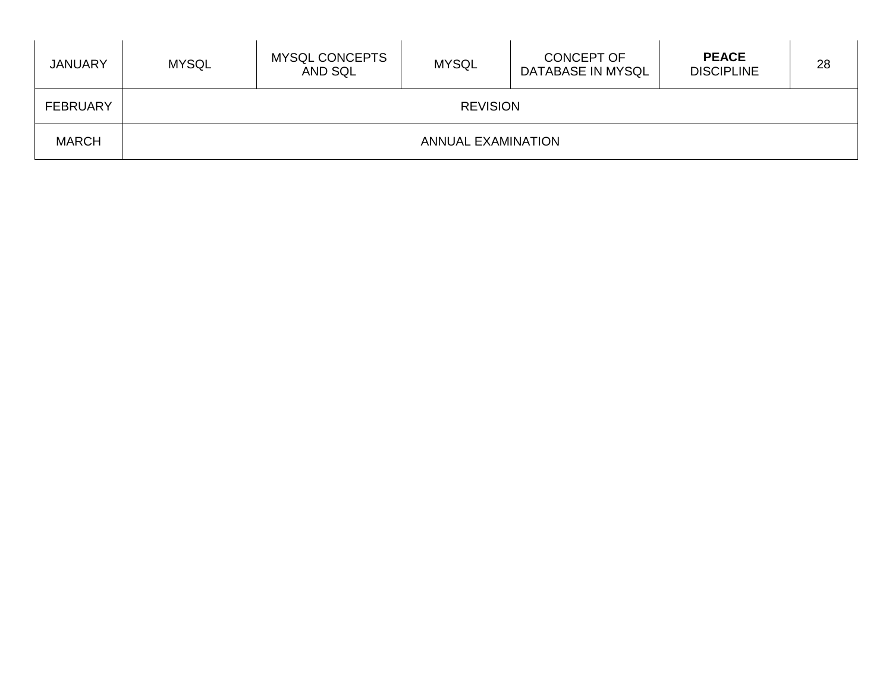| JANUARY | MYSQL | MYSQL CONCEPTS AND SQL | MYSQL | CONCEPT OF DATABASE IN MYSQL | **PEACE** DISCIPLINE | 28 |
|---|---|---|---|---|---|---|
| FEBRUARY | REVISION | | | | | |
| MARCH | ANNUAL EXAMINATION | | | | | |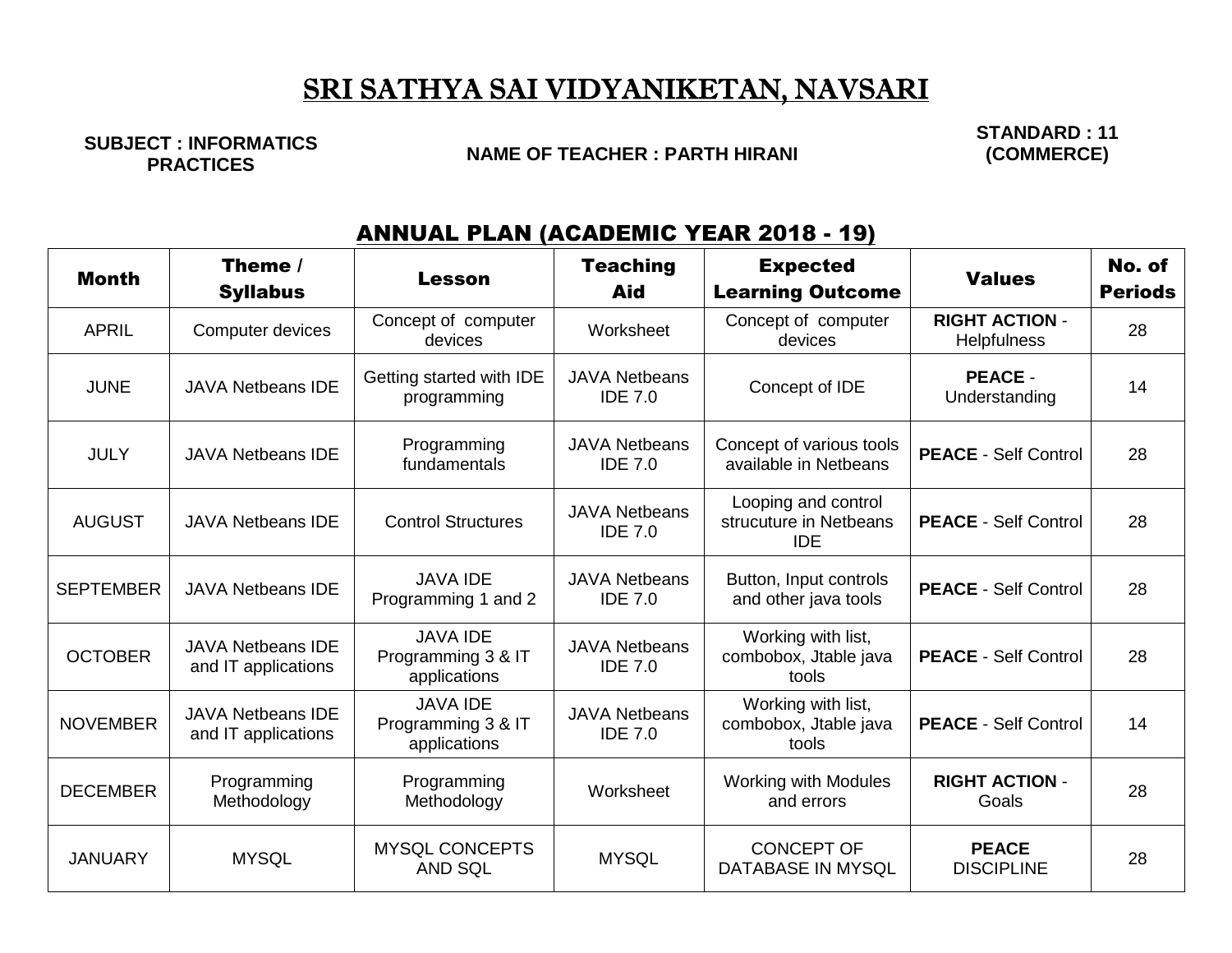# SRI SATHYA SAI VIDYANIKETAN, NAVSARI

**SUBJECT : INFORMATICS PRACTICES** | **NAME OF TEACHER : PARTH HIRANI** | **STANDARD : 11 (COMMERCE)**

## ANNUAL PLAN (ACADEMIC YEAR 2018 - 19)

| Month | Theme / Syllabus | Lesson | Teaching Aid | Expected Learning Outcome | Values | No. of Periods |
|---|---|---|---|---|---|---|
| APRIL | Computer devices | Concept of computer devices | Worksheet | Concept of computer devices | **RIGHT ACTION** - Helpfulness | 28 |
| JUNE | JAVA Netbeans IDE | Getting started with IDE programming | JAVA Netbeans IDE 7.0 | Concept of IDE | **PEACE** - Understanding | 14 |
| JULY | JAVA Netbeans IDE | Programming fundamentals | JAVA Netbeans IDE 7.0 | Concept of various tools available in Netbeans | **PEACE** - Self Control | 28 |
| AUGUST | JAVA Netbeans IDE | Control Structures | JAVA Netbeans IDE 7.0 | Looping and control strucuture in Netbeans IDE | **PEACE** - Self Control | 28 |
| SEPTEMBER | JAVA Netbeans IDE | JAVA IDE Programming 1 and 2 | JAVA Netbeans IDE 7.0 | Button, Input controls and other java tools | **PEACE** - Self Control | 28 |
| OCTOBER | JAVA Netbeans IDE and IT applications | JAVA IDE Programming 3 & IT applications | JAVA Netbeans IDE 7.0 | Working with list, combobox, Jtable java tools | **PEACE** - Self Control | 28 |
| NOVEMBER | JAVA Netbeans IDE and IT applications | JAVA IDE Programming 3 & IT applications | JAVA Netbeans IDE 7.0 | Working with list, combobox, Jtable java tools | **PEACE** - Self Control | 14 |
| DECEMBER | Programming Methodology | Programming Methodology | Worksheet | Working with Modules and errors | **RIGHT ACTION** - Goals | 28 |
| JANUARY | MYSQL | MYSQL CONCEPTS AND SQL | MYSQL | CONCEPT OF DATABASE IN MYSQL | **PEACE** DISCIPLINE | 28 |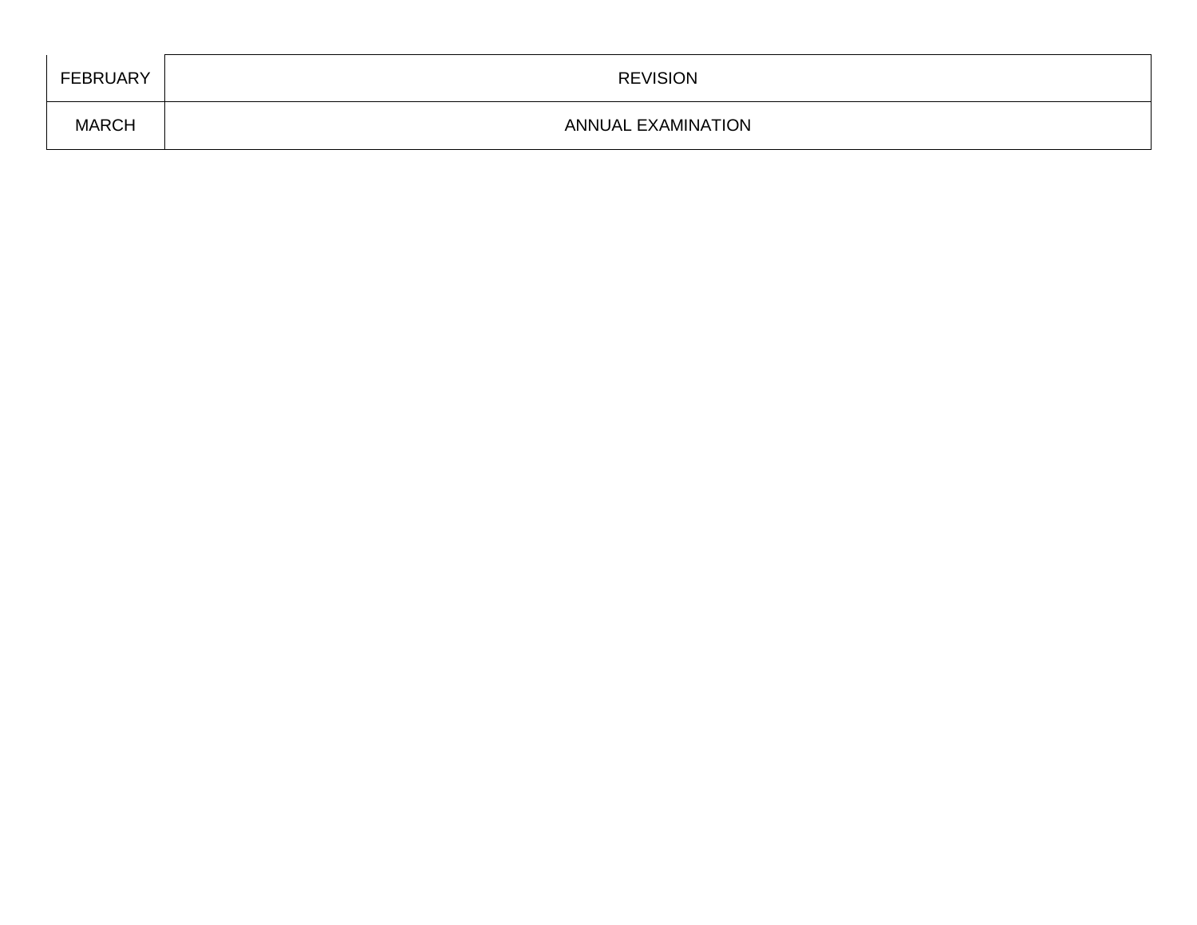| | |
|---|---|
| FEBRUARY | REVISION |
| MARCH | ANNUAL EXAMINATION |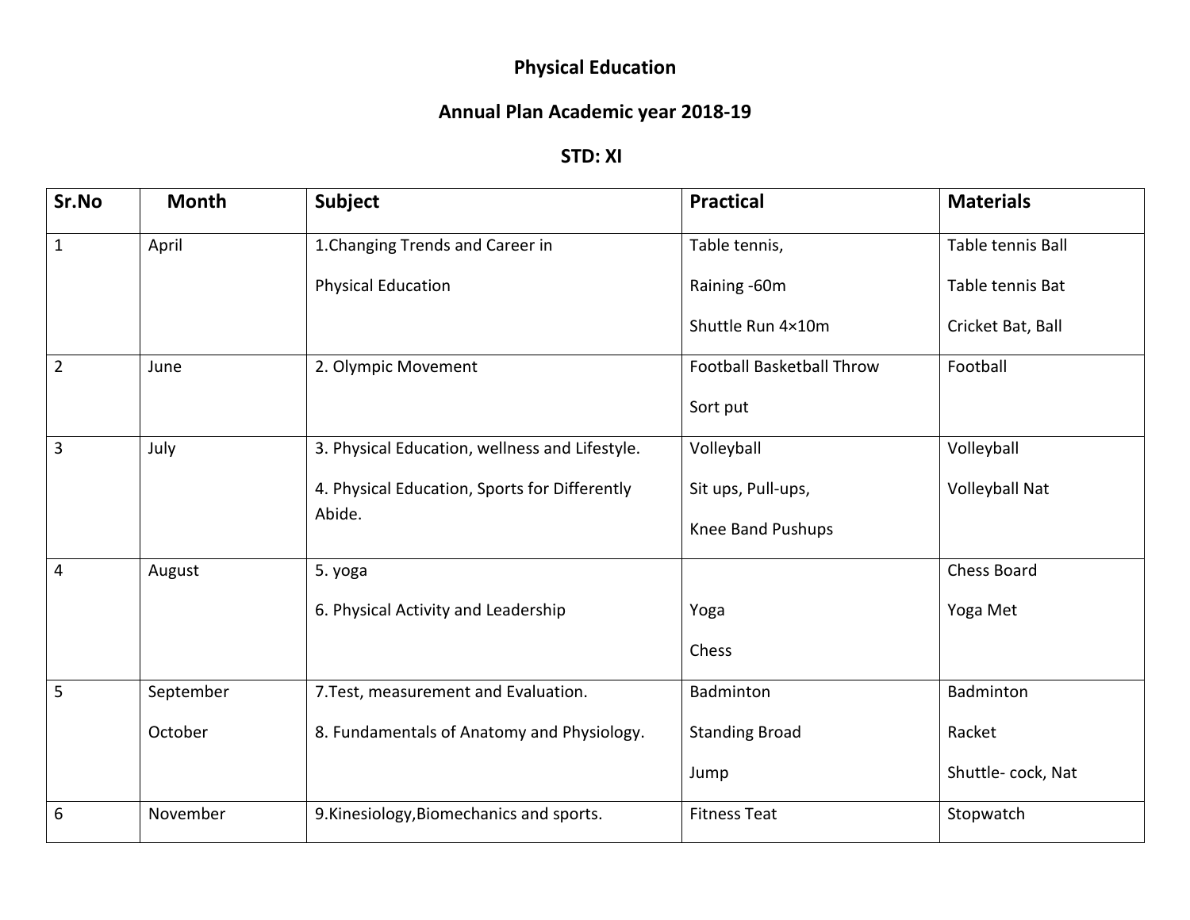# Physical Education

## Annual Plan Academic year 2018-19

### STD: XI

| Sr.No | Month | Subject | Practical | Materials |
|---|---|---|---|---|
| 1 | April | 1.Changing Trends and Career in Physical Education | Table tennis, Raining -60m Shuttle Run 4×10m | Table tennis Ball Table tennis Bat Cricket Bat, Ball |
| 2 | June | 2. Olympic Movement | Football Basketball Throw Sort put | Football |
| 3 | July | 3. Physical Education, wellness and Lifestyle. 4. Physical Education, Sports for Differently Abide. | Volleyball Sit ups, Pull-ups, Knee Band Pushups | Volleyball Volleyball Nat |
| 4 | August | 5. yoga 6. Physical Activity and Leadership | Yoga Chess | Chess Board Yoga Met |
| 5 | September October | 7.Test, measurement and Evaluation. 8. Fundamentals of Anatomy and Physiology. | Badminton Standing Broad Jump | Badminton Racket Shuttle- cock, Nat |
| 6 | November | 9.Kinesiology,Biomechanics and sports. | Fitness Teat | Stopwatch |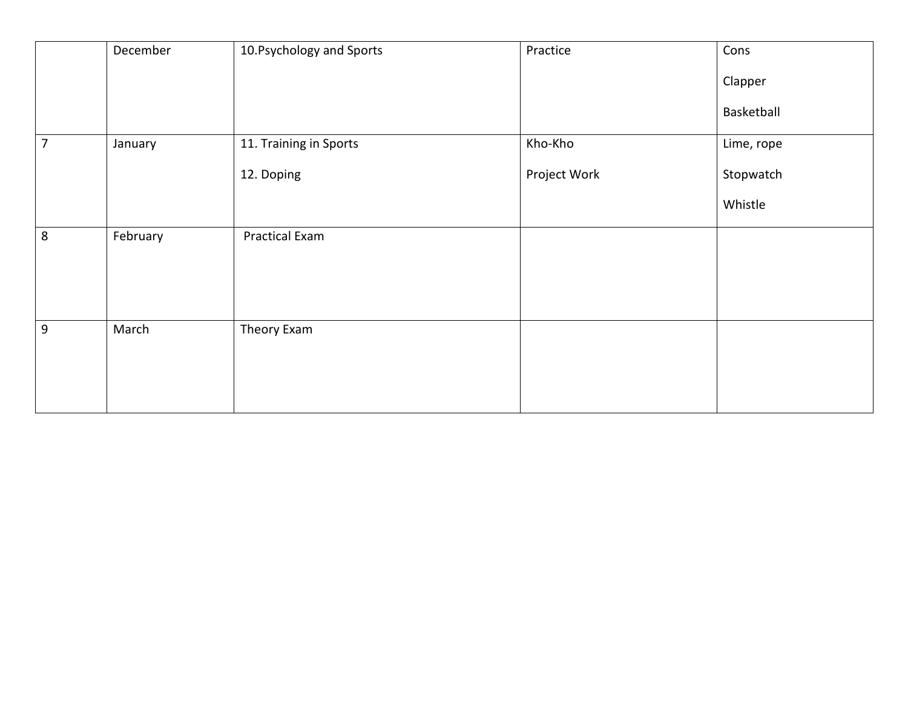| | | | | |
|---|---|---|---|---|
| | December | 10.Psychology and Sports | Practice | Cons<br><br>Clapper<br><br>Basketball |
| 7 | January | 11. Training in Sports<br><br>12. Doping | Kho-Kho<br><br>Project Work | Lime, rope<br><br>Stopwatch<br><br>Whistle |
| 8 | February | Practical Exam | | |
| 9 | March | Theory Exam | | |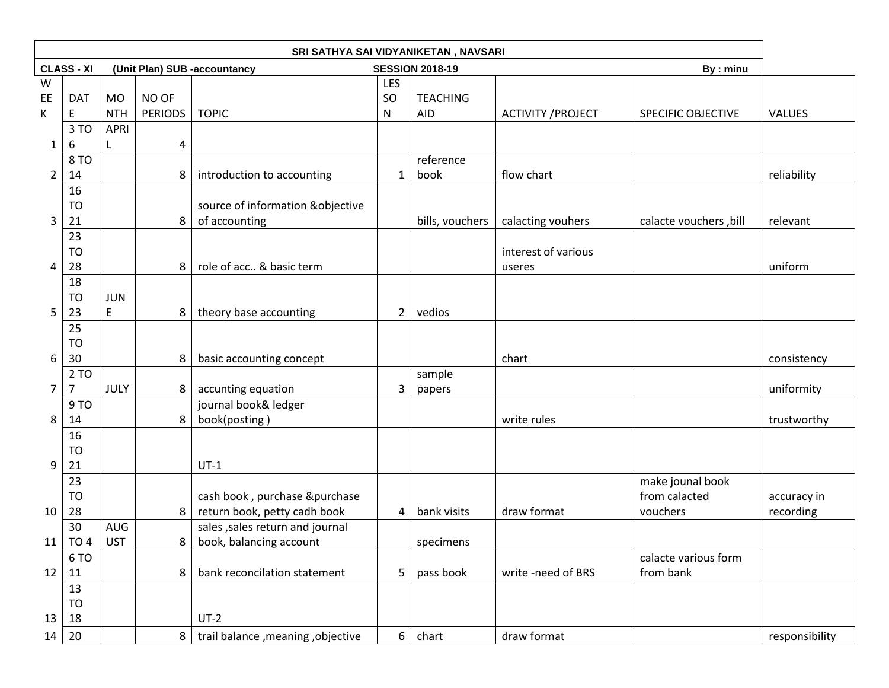**SRI SATHYA SAI VIDYANIKETAN , NAVSARI**

**CLASS - XI (Unit Plan) SUB -accountancy SESSION 2018-19 By : minu**

| WEEK | DATE | MONTH | NO OF PERIODS | TOPIC | LESSON | TEACHING AID | ACTIVITY /PROJECT | SPECIFIC OBJECTIVE | VALUES |
|---|---|---|---|---|---|---|---|---|---|
| 1 | 3 TO 6 | APRIL | 4 | | | | | | |
| 2 | 8 TO 14 | | 8 | introduction to accounting | 1 | reference book | flow chart | | reliability |
| 3 | 16 TO 21 | | 8 | source of information &objective of accounting | | bills, vouchers | calacting vouhers | calacte vouchers ,bill | relevant |
| 4 | 23 TO 28 | | 8 | role of acc.. & basic term | | | interest of various useres | | uniform |
| 5 | 18 TO 23 | JUNE | 8 | theory base accounting | 2 | vedios | | | |
| 6 | 25 TO 30 | | 8 | basic accounting concept | | | chart | | consistency |
| 7 | 2 TO 7 | JULY | 8 | accunting equation | 3 | sample papers | | | uniformity |
| 8 | 9 TO 14 | | 8 | journal book& ledger book(posting ) | | | write rules | | trustworthy |
| 9 | 16 TO 21 | | | UT-1 | | | | | |
| 10 | 23 TO 28 | | 8 | cash book , purchase &purchase return book, petty cadh book | 4 | bank visits | draw format | make jounal book from calacted vouchers | accuracy in recording |
| 11 | 30 TO 4 | AUGUST | 8 | sales ,sales return and journal book, balancing account | | specimens | | | |
| 12 | 6 TO 11 | | 8 | bank reconcilation statement | 5 | pass book | write -need of BRS | calacte various form from bank | |
| 13 | 13 TO 18 | | | UT-2 | | | | | |
| 14 | 20 | | 8 | trail balance ,meaning ,objective | 6 | chart | draw format | | responsibility |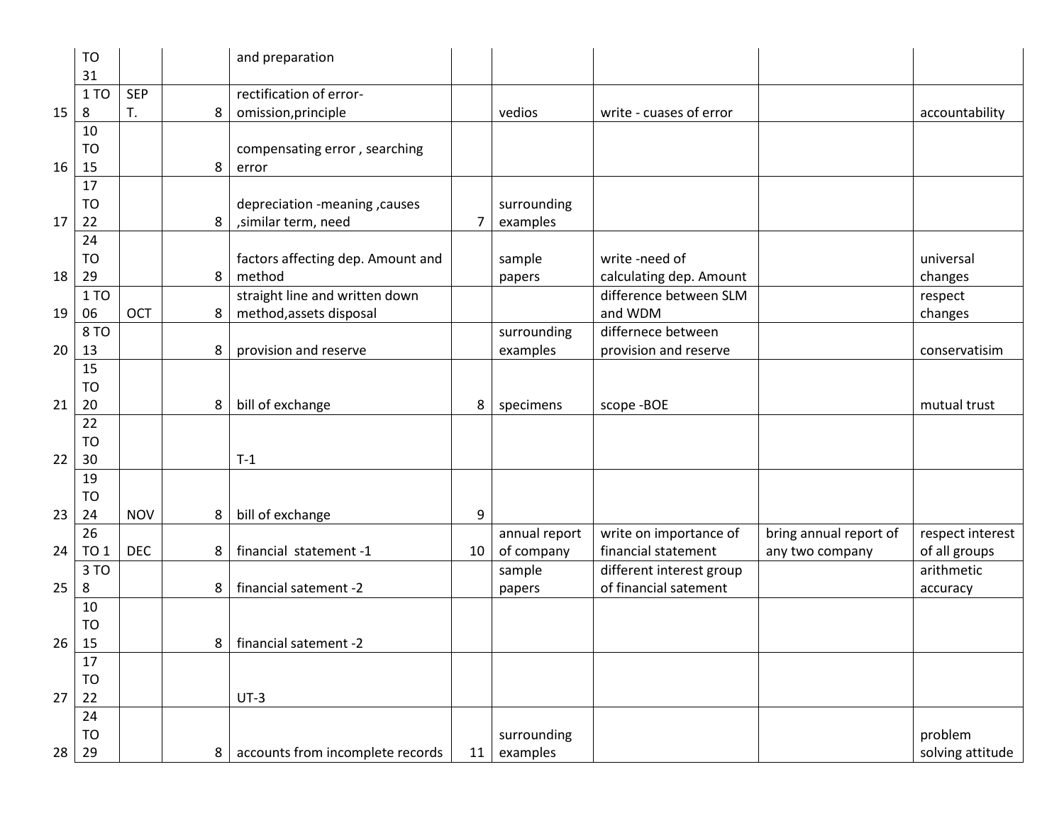| | | | | | | | | | |
|---|---|---|---|---|---|---|---|---|---|
| | TO 31 | | | and preparation | | | | | |
| 15 | 1 TO 8 | SEPT. | 8 | rectification of error-omission,principle | | vedios | write - cuases of error | | accountability |
| 16 | 10 TO 15 | | 8 | compensating error , searching error | | | | | |
| 17 | 17 TO 22 | | 8 | depreciation -meaning ,causes ,similar term, need | 7 | surrounding examples | | | |
| 18 | 24 TO 29 | | 8 | factors affecting dep. Amount and method | | sample papers | write -need of calculating dep. Amount | | universal changes |
| 19 | 1 TO 06 | OCT | 8 | straight line and written down method,assets disposal | | | difference between SLM and WDM | | respect changes |
| 20 | 8 TO 13 | | 8 | provision and reserve | | surrounding examples | differnece between provision and reserve | | conservatisim |
| 21 | 15 TO 20 | | 8 | bill of exchange | 8 | specimens | scope -BOE | | mutual trust |
| 22 | 22 TO 30 | | | T-1 | | | | | |
| 23 | 19 TO 24 | NOV | 8 | bill of exchange | 9 | | | | |
| 24 | 26 TO 1 | DEC | 8 | financial statement -1 | 10 | annual report of company | write on importance of financial statement | bring annual report of any two company | respect interest of all groups |
| 25 | 3 TO 8 | | 8 | financial satement -2 | | sample papers | different interest group of financial satement | | arithmetic accuracy |
| 26 | 10 TO 15 | | 8 | financial satement -2 | | | | | |
| 27 | 17 TO 22 | | | UT-3 | | | | | |
| 28 | 24 TO 29 | | 8 | accounts from incomplete records | 11 | surrounding examples | | | problem solving attitude |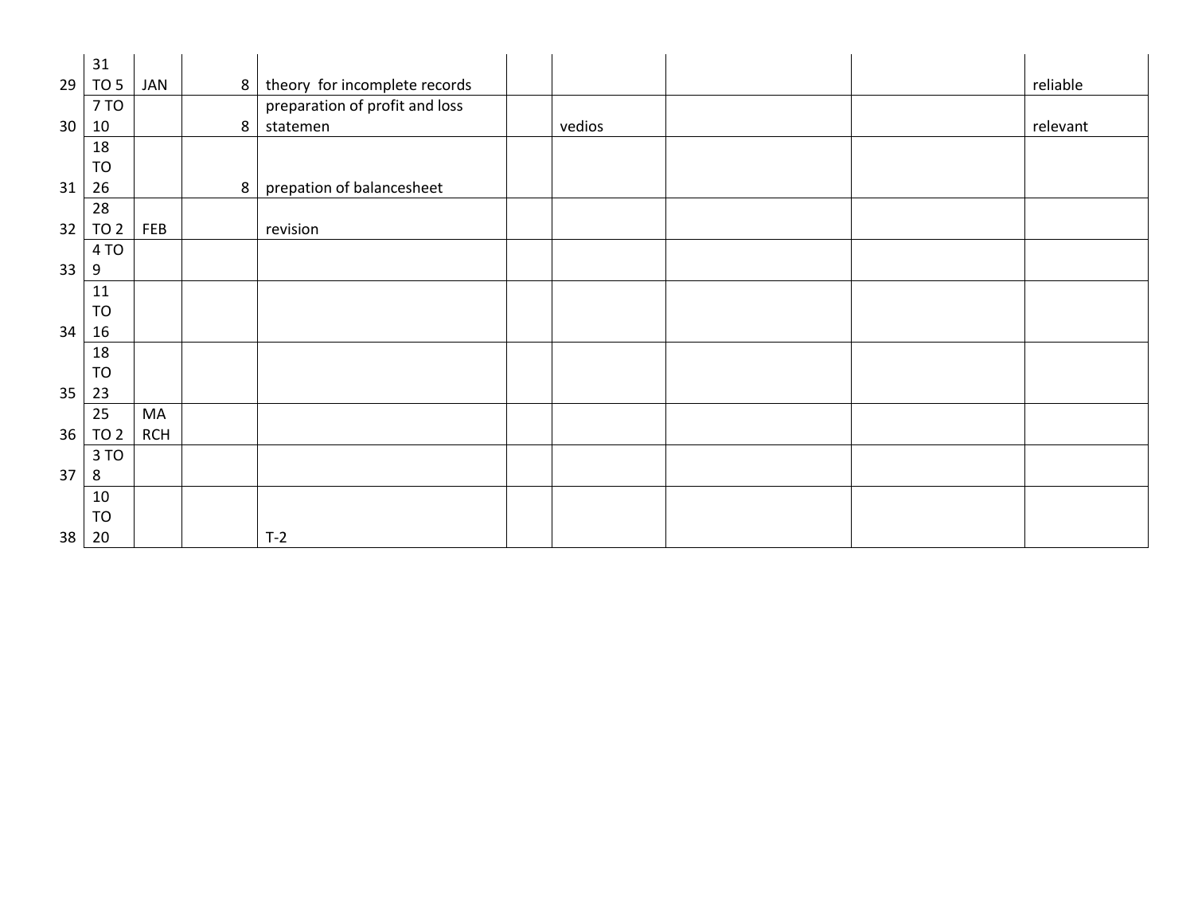| 29 | 31 TO 5 | JAN | 8 | theory for incomplete records | | | | | reliable |
|---|---|---|---|---|---|---|---|---|---|
| 30 | 7 TO 10 | | 8 | preparation of profit and loss statemen | | vedios | | | relevant |
| 31 | 18 TO 26 | | 8 | prepation of balancesheet | | | | | |
| 32 | 28 TO 2 | FEB | | revision | | | | | |
| 33 | 4 TO 9 | | | | | | | | |
| 34 | 11 TO 16 | | | | | | | | |
| 35 | 18 TO 23 | | | | | | | | |
| 36 | 25 TO 2 | MA RCH | | | | | | | |
| 37 | 3 TO 8 | | | | | | | | |
| 38 | 10 TO 20 | | | T-2 | | | | | |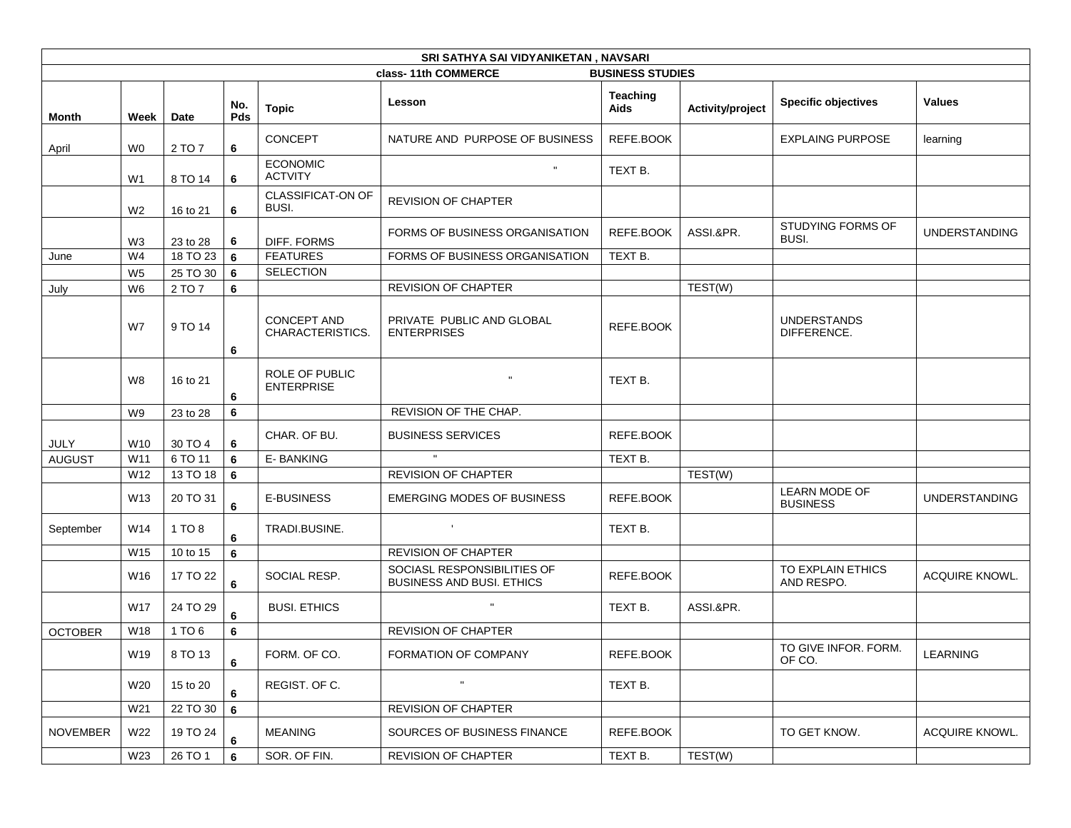| SRI SATHYA SAI VIDYANIKETAN , NAVSARI | | | | | | | | | |
|---|---|---|---|---|---|---|---|---|---|
| class- 11th COMMERCE | | | | | BUSINESS STUDIES | | | | |
| **Month** | **Week** | **Date** | **No. Pds** | **Topic** | **Lesson** | **Teaching Aids** | **Activity/project** | **Specific objectives** | **Values** |
| April | W0 | 2 TO 7 | 6 | CONCEPT | NATURE AND PURPOSE OF BUSINESS | REFE.BOOK | | EXPLAING PURPOSE | learning |
| | W1 | 8 TO 14 | 6 | ECONOMIC ACTVITY | " | TEXT B. | | | |
| | W2 | 16 to 21 | 6 | CLASSIFICAT-ON OF BUSI. | REVISION OF CHAPTER | | | | |
| | W3 | 23 to 28 | 6 | DIFF. FORMS | FORMS OF BUSINESS ORGANISATION | REFE.BOOK | ASSI.&PR. | STUDYING FORMS OF BUSI. | UNDERSTANDING |
| June | W4 | 18 TO 23 | 6 | FEATURES | FORMS OF BUSINESS ORGANISATION | TEXT B. | | | |
| | W5 | 25 TO 30 | 6 | SELECTION | | | | | |
| July | W6 | 2 TO 7 | 6 | | REVISION OF CHAPTER | | TEST(W) | | |
| | W7 | 9 TO 14 | 6 | CONCEPT AND CHARACTERISTICS. | PRIVATE PUBLIC AND GLOBAL ENTERPRISES | REFE.BOOK | | UNDERSTANDS DIFFERENCE. | |
| | W8 | 16 to 21 | 6 | ROLE OF PUBLIC ENTERPRISE | " | TEXT B. | | | |
| | W9 | 23 to 28 | 6 | | REVISION OF THE CHAP. | | | | |
| JULY | W10 | 30 TO 4 | 6 | CHAR. OF BU. | BUSINESS SERVICES | REFE.BOOK | | | |
| AUGUST | W11 | 6 TO 11 | 6 | E- BANKING | " | TEXT B. | | | |
| | W12 | 13 TO 18 | 6 | | REVISION OF CHAPTER | | TEST(W) | | |
| | W13 | 20 TO 31 | 6 | E-BUSINESS | EMERGING MODES OF BUSINESS | REFE.BOOK | | LEARN MODE OF BUSINESS | UNDERSTANDING |
| September | W14 | 1 TO 8 | 6 | TRADI.BUSINE. | ' | TEXT B. | | | |
| | W15 | 10 to 15 | 6 | | REVISION OF CHAPTER | | | | |
| | W16 | 17 TO 22 | 6 | SOCIAL RESP. | SOCIASL RESPONSIBILITIES OF BUSINESS AND BUSI. ETHICS | REFE.BOOK | | TO EXPLAIN ETHICS AND RESPO. | ACQUIRE KNOWL. |
| | W17 | 24 TO 29 | 6 | BUSI. ETHICS | " | TEXT B. | ASSI.&PR. | | |
| OCTOBER | W18 | 1 TO 6 | 6 | | REVISION OF CHAPTER | | | | |
| | W19 | 8 TO 13 | 6 | FORM. OF CO. | FORMATION OF COMPANY | REFE.BOOK | | TO GIVE INFOR. FORM. OF CO. | LEARNING |
| | W20 | 15 to 20 | 6 | REGIST. OF C. | " | TEXT B. | | | |
| | W21 | 22 TO 30 | 6 | | REVISION OF CHAPTER | | | | |
| NOVEMBER | W22 | 19 TO 24 | 6 | MEANING | SOURCES OF BUSINESS FINANCE | REFE.BOOK | | TO GET KNOW. | ACQUIRE KNOWL. |
| | W23 | 26 TO 1 | 6 | SOR. OF FIN. | REVISION OF CHAPTER | TEXT B. | TEST(W) | | |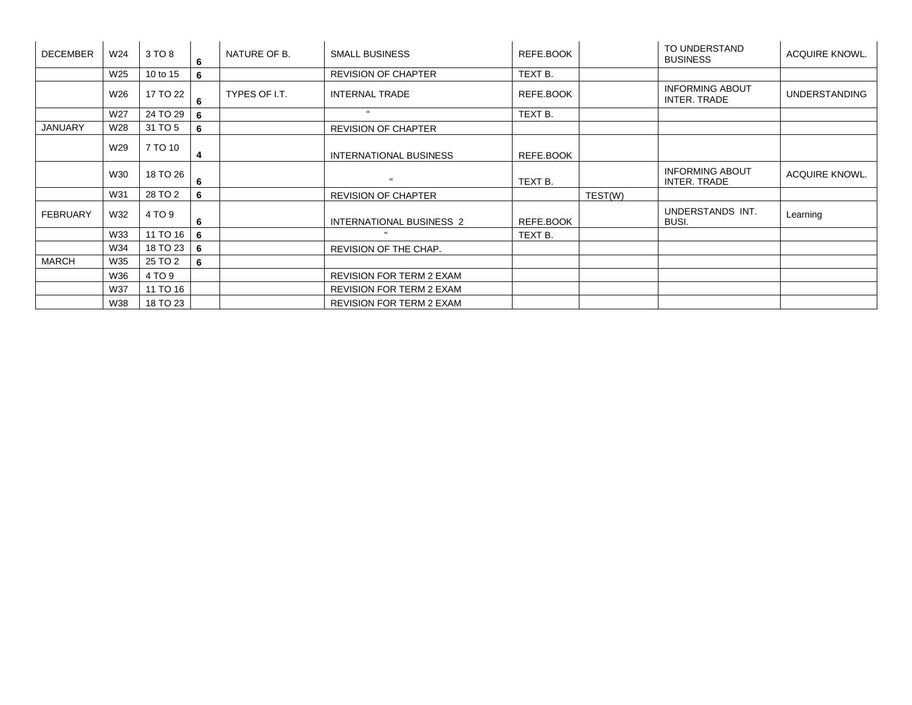| DECEMBER | W24 | 3 TO 8 | 6 | NATURE OF B. | SMALL BUSINESS | REFE.BOOK | | TO UNDERSTAND BUSINESS | ACQUIRE KNOWL. |
|---|---|---|---|---|---|---|---|---|---|
| | W25 | 10 to 15 | 6 | | REVISION OF CHAPTER | TEXT B. | | | |
| | W26 | 17 TO 22 | 6 | TYPES OF I.T. | INTERNAL TRADE | REFE.BOOK | | INFORMING ABOUT INTER. TRADE | UNDERSTANDING |
| | W27 | 24 TO 29 | 6 | | " | TEXT B. | | | |
| JANUARY | W28 | 31 TO 5 | 6 | | REVISION OF CHAPTER | | | | |
| | W29 | 7 TO 10 | 4 | | INTERNATIONAL BUSINESS | REFE.BOOK | | | |
| | W30 | 18 TO 26 | 6 | | " | TEXT B. | | INFORMING ABOUT INTER. TRADE | ACQUIRE KNOWL. |
| | W31 | 28 TO 2 | 6 | | REVISION OF CHAPTER | | TEST(W) | | |
| FEBRUARY | W32 | 4 TO 9 | 6 | | INTERNATIONAL BUSINESS 2 | REFE.BOOK | | UNDERSTANDS INT. BUSI. | Learning |
| | W33 | 11 TO 16 | 6 | | " | TEXT B. | | | |
| | W34 | 18 TO 23 | 6 | | REVISION OF THE CHAP. | | | | |
| MARCH | W35 | 25 TO 2 | 6 | | | | | | |
| | W36 | 4 TO 9 | | | REVISION FOR TERM 2 EXAM | | | | |
| | W37 | 11 TO 16 | | | REVISION FOR TERM 2 EXAM | | | | |
| | W38 | 18 TO 23 | | | REVISION FOR TERM 2 EXAM | | | | |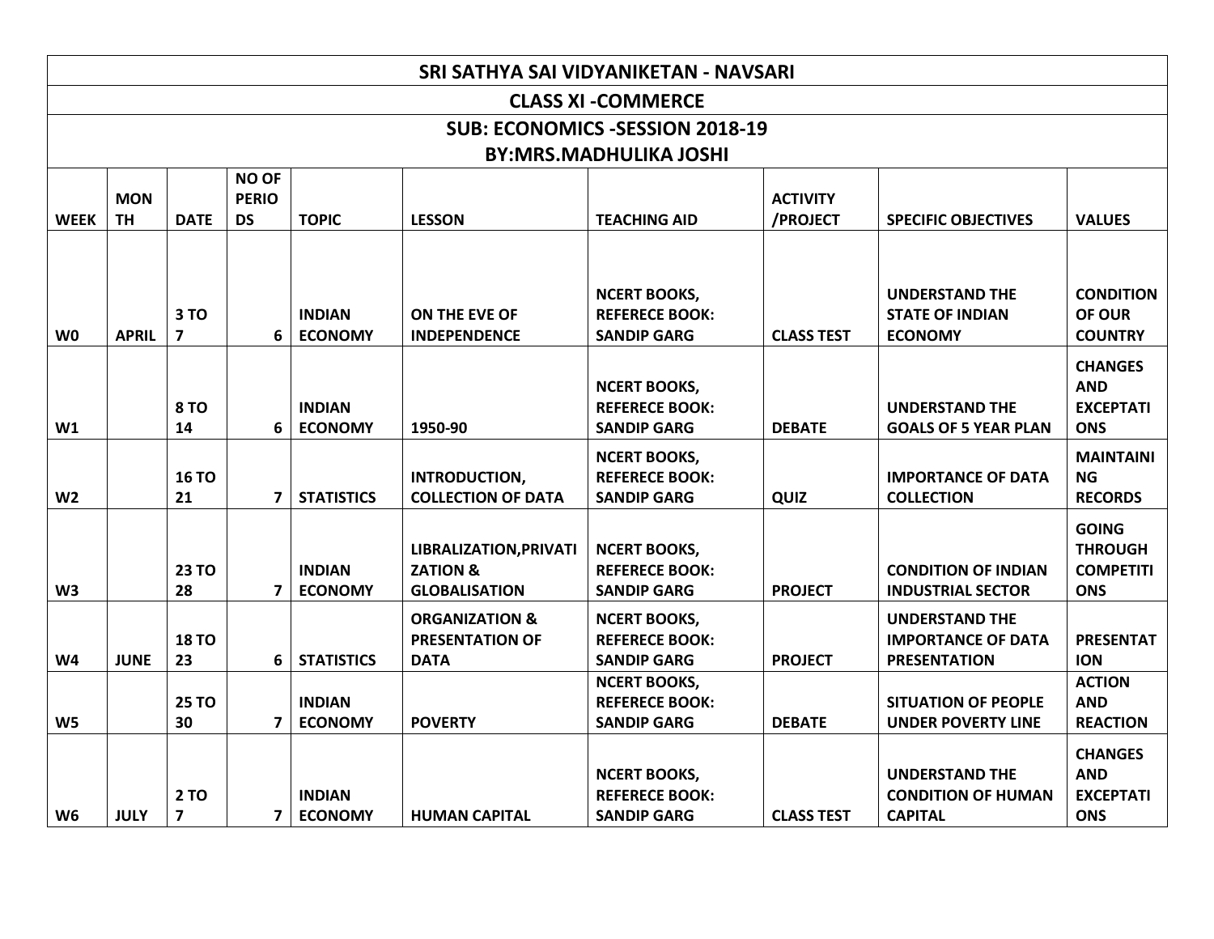# SRI SATHYA SAI VIDYANIKETAN - NAVSARI

## CLASS XI -COMMERCE

## SUB: ECONOMICS -SESSION 2018-19

## BY:MRS.MADHULIKA JOSHI

| WEEK | MONTH | DATE | NO OF PERIODS | TOPIC | LESSON | TEACHING AID | ACTIVITY /PROJECT | SPECIFIC OBJECTIVES | VALUES |
|---|---|---|---|---|---|---|---|---|---|
| W0 | APRIL | 3 TO 7 | 6 | INDIAN ECONOMY | ON THE EVE OF INDEPENDENCE | NCERT BOOKS, REFERECE BOOK: SANDIP GARG | CLASS TEST | UNDERSTAND THE STATE OF INDIAN ECONOMY | CONDITION OF OUR COUNTRY |
| W1 | | 8 TO 14 | 6 | INDIAN ECONOMY | 1950-90 | NCERT BOOKS, REFERECE BOOK: SANDIP GARG | DEBATE | UNDERSTAND THE GOALS OF 5 YEAR PLAN | CHANGES AND EXCEPTATIONS |
| W2 | | 16 TO 21 | 7 | STATISTICS | INTRODUCTION, COLLECTION OF DATA | NCERT BOOKS, REFERECE BOOK: SANDIP GARG | QUIZ | IMPORTANCE OF DATA COLLECTION | MAINTAINING RECORDS |
| W3 | | 23 TO 28 | 7 | INDIAN ECONOMY | LIBRALIZATION,PRIVATIZATION & GLOBALISATION | NCERT BOOKS, REFERECE BOOK: SANDIP GARG | PROJECT | CONDITION OF INDIAN INDUSTRIAL SECTOR | GOING THROUGH COMPETITIONS |
| W4 | JUNE | 18 TO 23 | 6 | STATISTICS | ORGANIZATION & PRESENTATION OF DATA | NCERT BOOKS, REFERECE BOOK: SANDIP GARG | PROJECT | UNDERSTAND THE IMPORTANCE OF DATA PRESENTATION | PRESENTATION |
| W5 | | 25 TO 30 | 7 | INDIAN ECONOMY | POVERTY | NCERT BOOKS, REFERECE BOOK: SANDIP GARG | DEBATE | SITUATION OF PEOPLE UNDER POVERTY LINE | ACTION AND REACTION |
| W6 | JULY | 2 TO 7 | 7 | INDIAN ECONOMY | HUMAN CAPITAL | NCERT BOOKS, REFERECE BOOK: SANDIP GARG | CLASS TEST | UNDERSTAND THE CONDITION OF HUMAN CAPITAL | CHANGES AND EXCEPTATIONS |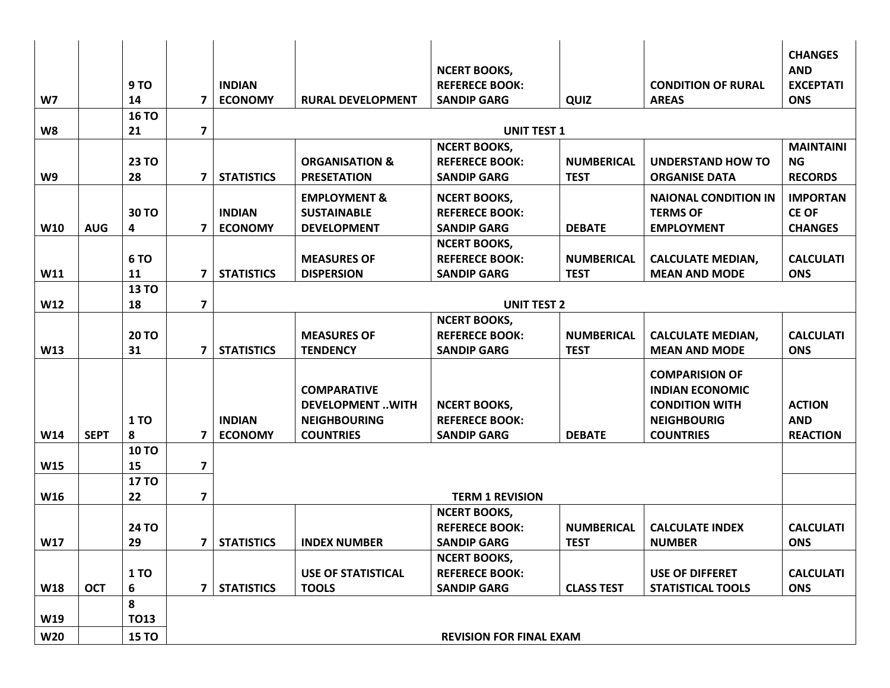| | | | | | | | | | |
|---|---|---|---|---|---|---|---|---|---|
| W7 | | 9 TO 14 | 7 | INDIAN ECONOMY | RURAL DEVELOPMENT | NCERT BOOKS, REFERECE BOOK: SANDIP GARG | QUIZ | CONDITION OF RURAL AREAS | CHANGES AND EXCEPTATIONS |
| W8 | | 16 TO 21 | 7 | UNIT TEST 1 | | | | | |
| W9 | | 23 TO 28 | 7 | STATISTICS | ORGANISATION & PRESETATION | NCERT BOOKS, REFERECE BOOK: SANDIP GARG | NUMBERICAL TEST | UNDERSTAND HOW TO ORGANISE DATA | MAINTAINING RECORDS |
| W10 | AUG | 30 TO 4 | 7 | INDIAN ECONOMY | EMPLOYMENT & SUSTAINABLE DEVELOPMENT | NCERT BOOKS, REFERECE BOOK: SANDIP GARG | DEBATE | NAIONAL CONDITION IN TERMS OF EMPLOYMENT | IMPORTANCE OF CHANGES |
| W11 | | 6 TO 11 | 7 | STATISTICS | MEASURES OF DISPERSION | NCERT BOOKS, REFERECE BOOK: SANDIP GARG | NUMBERICAL TEST | CALCULATE MEDIAN, MEAN AND MODE | CALCULATIONS |
| W12 | | 13 TO 18 | 7 | UNIT TEST 2 | | | | | |
| W13 | | 20 TO 31 | 7 | STATISTICS | MEASURES OF TENDENCY | NCERT BOOKS, REFERECE BOOK: SANDIP GARG | NUMBERICAL TEST | CALCULATE MEDIAN, MEAN AND MODE | CALCULATIONS |
| W14 | SEPT | 1 TO 8 | 7 | INDIAN ECONOMY | COMPARATIVE DEVELOPMENT ..WITH NEIGHBOURING COUNTRIES | NCERT BOOKS, REFERECE BOOK: SANDIP GARG | DEBATE | COMPARISION OF INDIAN ECONOMIC CONDITION WITH NEIGHBOURIG COUNTRIES | ACTION AND REACTION |
| W15 | | 10 TO 15 | 7 | TERM 1 REVISION | | | | | |
| W16 | | 17 TO 22 | 7 | | | | | | |
| W17 | | 24 TO 29 | 7 | STATISTICS | INDEX NUMBER | NCERT BOOKS, REFERECE BOOK: SANDIP GARG | NUMBERICAL TEST | CALCULATE INDEX NUMBER | CALCULATIONS |
| W18 | OCT | 1 TO 6 | 7 | STATISTICS | USE OF STATISTICAL TOOLS | NCERT BOOKS, REFERECE BOOK: SANDIP GARG | CLASS TEST | USE OF DIFFERET STATISTICAL TOOLS | CALCULATIONS |
| W19 | | 8 TO13 | | REVISION FOR FINAL EXAM | | | | | |
| W20 | | 15 TO | | | | | | | |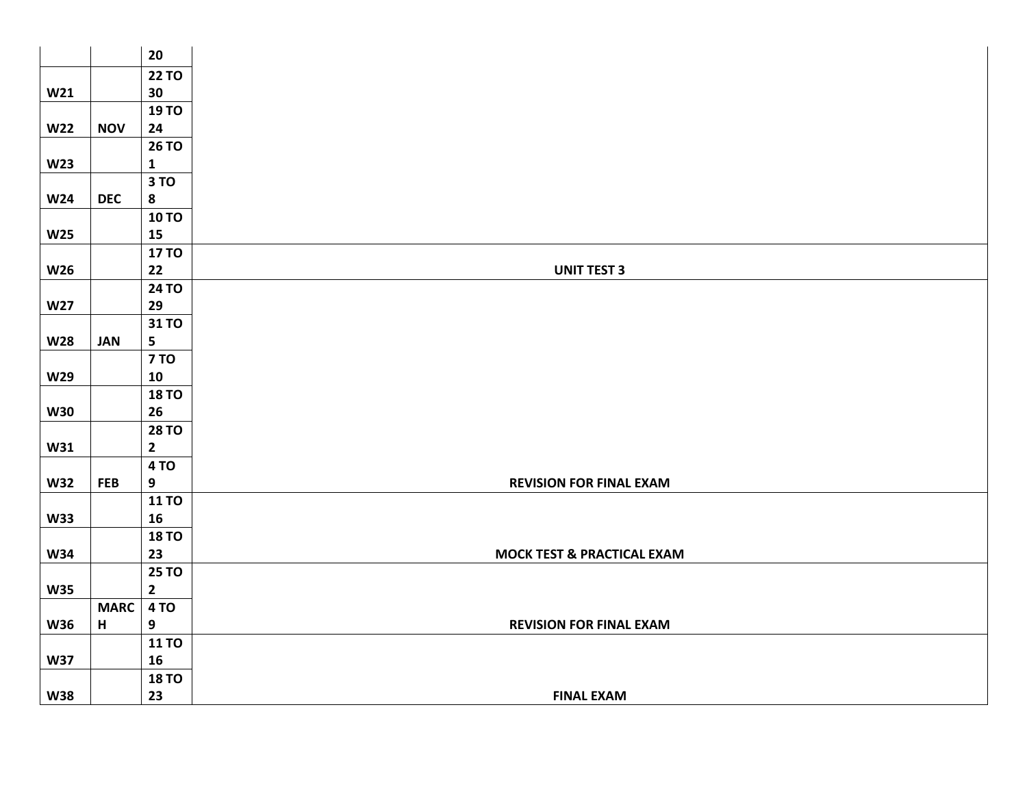| | | | |
|---|---|---|---|
| | | 20 | |
| W21 | | 22 TO 30 | |
| W22 | NOV | 19 TO 24 | |
| W23 | | 26 TO 1 | |
| W24 | DEC | 3 TO 8 | |
| W25 | | 10 TO 15 | |
| W26 | | 17 TO 22 | **UNIT TEST 3** |
| W27 | | 24 TO 29 | |
| W28 | JAN | 31 TO 5 | |
| W29 | | 7 TO 10 | |
| W30 | | 18 TO 26 | |
| W31 | | 28 TO 2 | |
| W32 | FEB | 4 TO 9 | **REVISION FOR FINAL EXAM** |
| W33 | | 11 TO 16 | |
| W34 | | 18 TO 23 | **MOCK TEST & PRACTICAL EXAM** |
| W35 | | 25 TO 2 | |
| W36 | MARCH | 4 TO 9 | **REVISION FOR FINAL EXAM** |
| W37 | | 11 TO 16 | |
| W38 | | 18 TO 23 | **FINAL EXAM** |